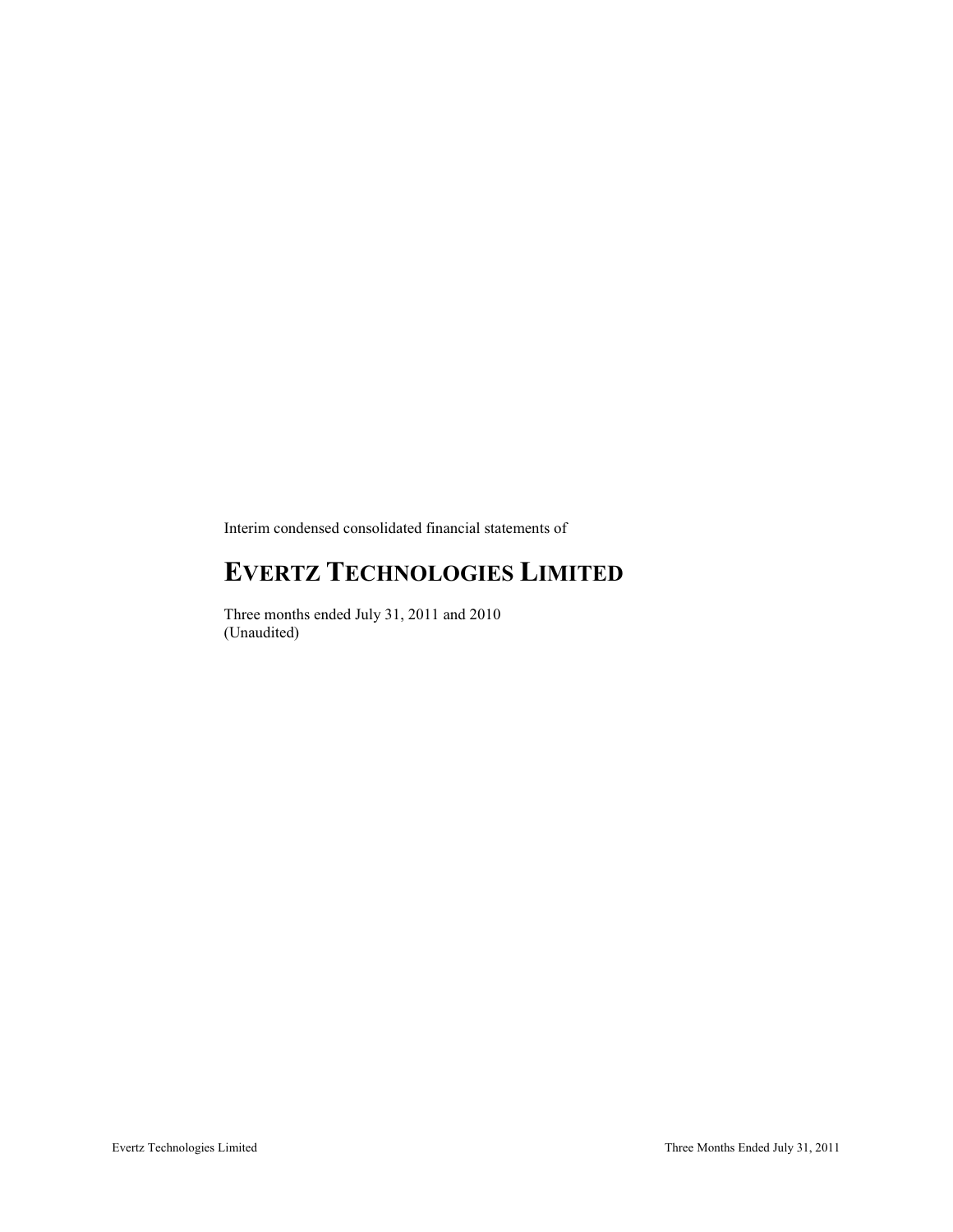Interim condensed consolidated financial statements of

# EVERTZ TECHNOLOGIES LIMITED

Three months ended July 31, 2011 and 2010
(Unaudited)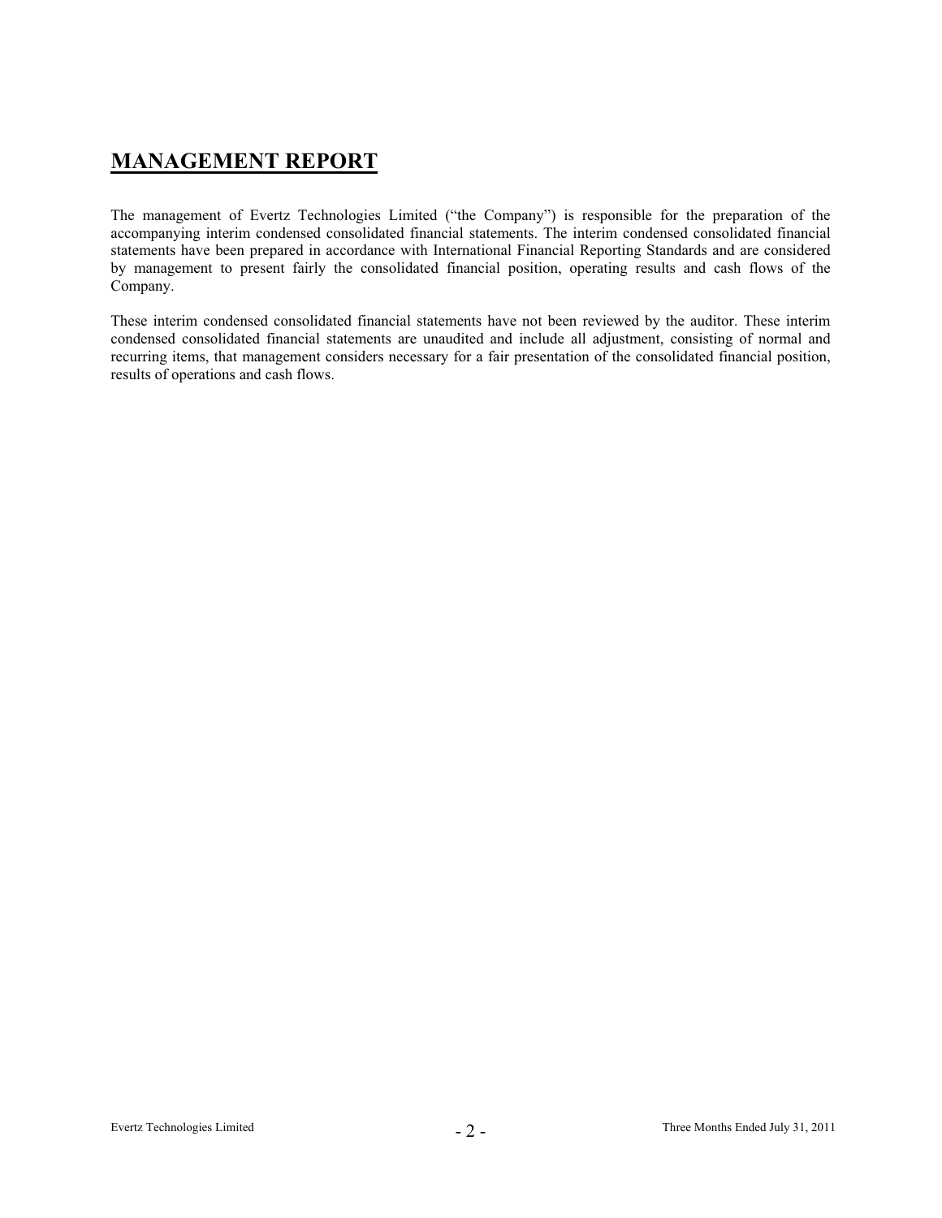# MANAGEMENT REPORT

The management of Evertz Technologies Limited ("the Company") is responsible for the preparation of the accompanying interim condensed consolidated financial statements. The interim condensed consolidated financial statements have been prepared in accordance with International Financial Reporting Standards and are considered by management to present fairly the consolidated financial position, operating results and cash flows of the Company.

These interim condensed consolidated financial statements have not been reviewed by the auditor. These interim condensed consolidated financial statements are unaudited and include all adjustment, consisting of normal and recurring items, that management considers necessary for a fair presentation of the consolidated financial position, results of operations and cash flows.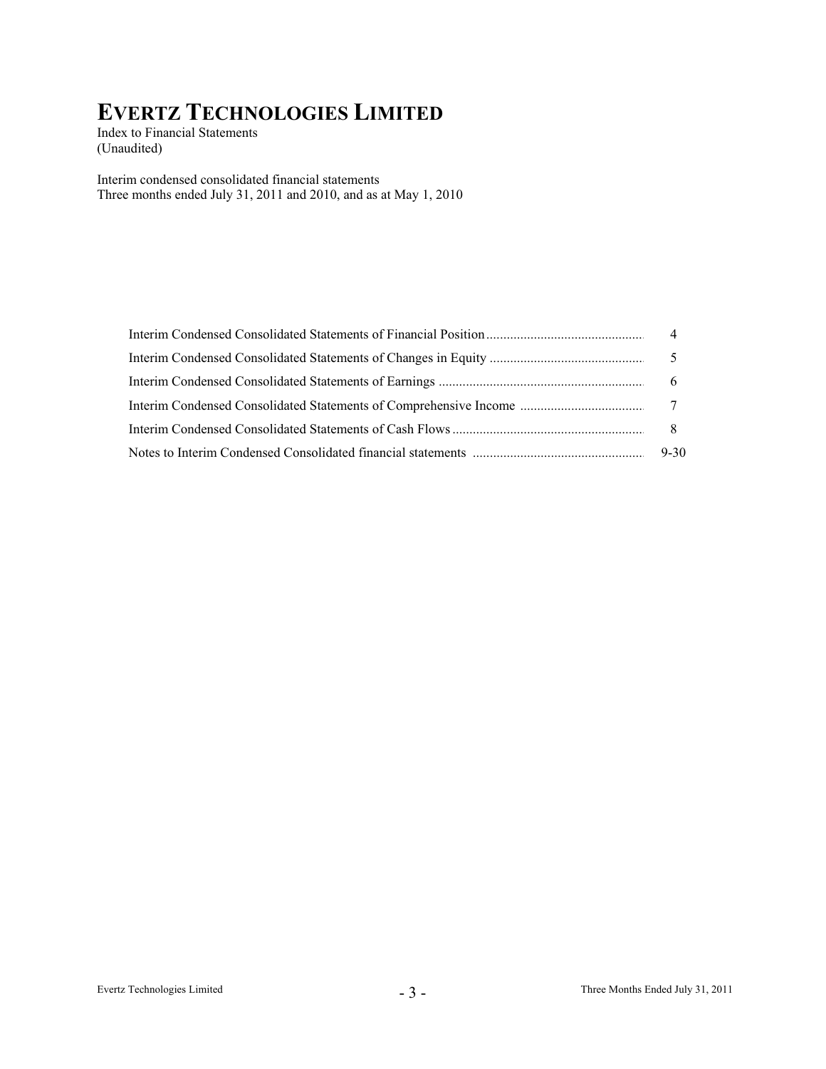# EVERTZ TECHNOLOGIES LIMITED

Index to Financial Statements
(Unaudited)

Interim condensed consolidated financial statements
Three months ended July 31, 2011 and 2010, and as at May 1, 2010

| | |
|---|---|
| Interim Condensed Consolidated Statements of Financial Position | 4 |
| Interim Condensed Consolidated Statements of Changes in Equity | 5 |
| Interim Condensed Consolidated Statements of Earnings | 6 |
| Interim Condensed Consolidated Statements of Comprehensive Income | 7 |
| Interim Condensed Consolidated Statements of Cash Flows | 8 |
| Notes to Interim Condensed Consolidated financial statements | 9-30 |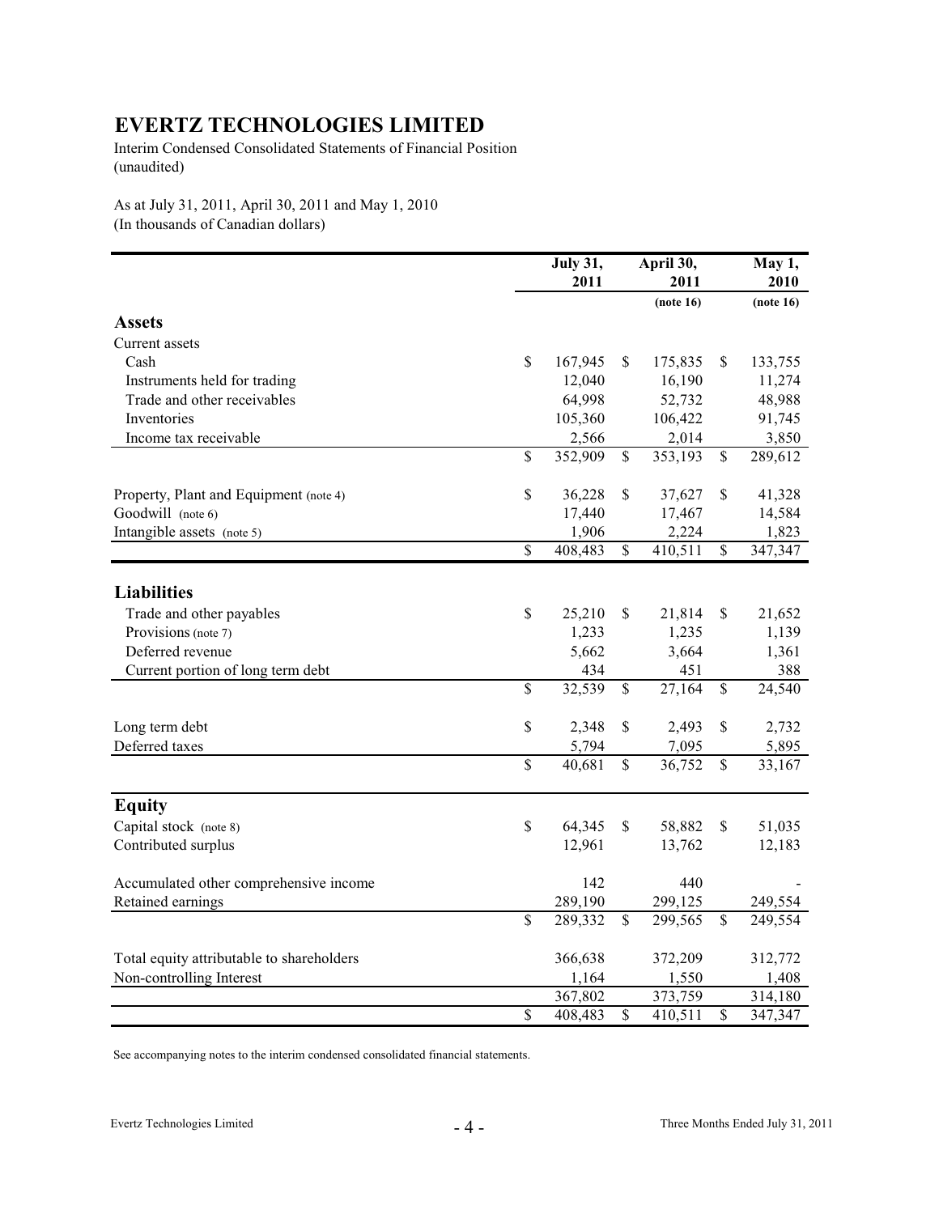# EVERTZ TECHNOLOGIES LIMITED

Interim Condensed Consolidated Statements of Financial Position
(unaudited)

As at July 31, 2011, April 30, 2011 and May 1, 2010
(In thousands of Canadian dollars)

| | July 31, 2011 | April 30, 2011 | May 1, 2010 |
|---|---|---|---|
| | | (note 16) | (note 16) |
| **Assets** | | | |
| Current assets | | | |
| Cash | $ 167,945 | $ 175,835 | $ 133,755 |
| Instruments held for trading | 12,040 | 16,190 | 11,274 |
| Trade and other receivables | 64,998 | 52,732 | 48,988 |
| Inventories | 105,360 | 106,422 | 91,745 |
| Income tax receivable | 2,566 | 2,014 | 3,850 |
| | $ 352,909 | $ 353,193 | $ 289,612 |
| Property, Plant and Equipment (note 4) | $ 36,228 | $ 37,627 | $ 41,328 |
| Goodwill (note 6) | 17,440 | 17,467 | 14,584 |
| Intangible assets (note 5) | 1,906 | 2,224 | 1,823 |
| | $ 408,483 | $ 410,511 | $ 347,347 |
| **Liabilities** | | | |
| Trade and other payables | $ 25,210 | $ 21,814 | $ 21,652 |
| Provisions (note 7) | 1,233 | 1,235 | 1,139 |
| Deferred revenue | 5,662 | 3,664 | 1,361 |
| Current portion of long term debt | 434 | 451 | 388 |
| | $ 32,539 | $ 27,164 | $ 24,540 |
| Long term debt | $ 2,348 | $ 2,493 | $ 2,732 |
| Deferred taxes | 5,794 | 7,095 | 5,895 |
| | $ 40,681 | $ 36,752 | $ 33,167 |
| **Equity** | | | |
| Capital stock (note 8) | $ 64,345 | $ 58,882 | $ 51,035 |
| Contributed surplus | 12,961 | 13,762 | 12,183 |
| Accumulated other comprehensive income | 142 | 440 | - |
| Retained earnings | 289,190 | 299,125 | 249,554 |
| | $ 289,332 | $ 299,565 | $ 249,554 |
| Total equity attributable to shareholders | 366,638 | 372,209 | 312,772 |
| Non-controlling Interest | 1,164 | 1,550 | 1,408 |
| | 367,802 | 373,759 | 314,180 |
| | $ 408,483 | $ 410,511 | $ 347,347 |

See accompanying notes to the interim condensed consolidated financial statements.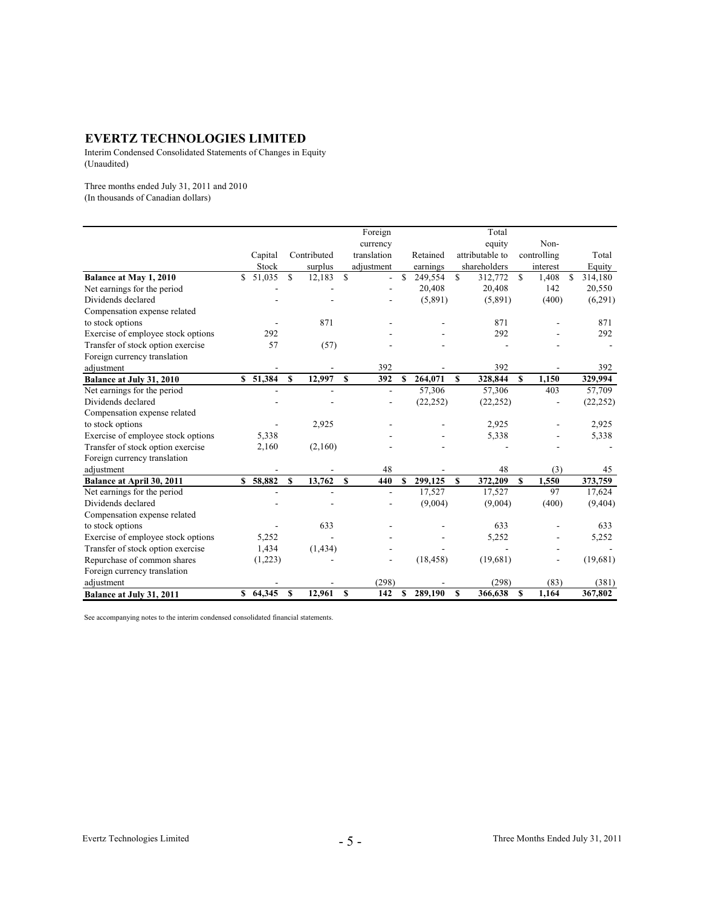# EVERTZ TECHNOLOGIES LIMITED

Interim Condensed Consolidated Statements of Changes in Equity
(Unaudited)

Three months ended July 31, 2011 and 2010
(In thousands of Canadian dollars)

| | Capital Stock | Contributed surplus | Foreign currency translation adjustment | Retained earnings | Total equity attributable to shareholders | Non-controlling interest | Total Equity |
|---|---|---|---|---|---|---|---|
| **Balance at May 1, 2010** | $ 51,035 | $ 12,183 | $ - | $ 249,554 | $ 312,772 | $ 1,408 | $ 314,180 |
| Net earnings for the period | - | - | - | 20,408 | 20,408 | 142 | 20,550 |
| Dividends declared | - | - | - | (5,891) | (5,891) | (400) | (6,291) |
| Compensation expense related to stock options | - | 871 | - | - | 871 | - | 871 |
| Exercise of employee stock options | 292 | | - | - | 292 | - | 292 |
| Transfer of stock option exercise | 57 | (57) | - | - | - | - | - |
| Foreign currency translation adjustment | - | - | 392 | - | 392 | - | 392 |
| **Balance at July 31, 2010** | **$ 51,384** | **$ 12,997** | **$ 392** | **$ 264,071** | **$ 328,844** | **$ 1,150** | **329,994** |
| Net earnings for the period | - | - | - | 57,306 | 57,306 | 403 | 57,709 |
| Dividends declared | - | - | - | (22,252) | (22,252) | - | (22,252) |
| Compensation expense related to stock options | - | 2,925 | - | - | 2,925 | - | 2,925 |
| Exercise of employee stock options | 5,338 | | - | - | 5,338 | - | 5,338 |
| Transfer of stock option exercise | 2,160 | (2,160) | - | - | - | - | - |
| Foreign currency translation adjustment | - | - | 48 | - | 48 | (3) | 45 |
| **Balance at April 30, 2011** | **$ 58,882** | **$ 13,762** | **$ 440** | **$ 299,125** | **$ 372,209** | **$ 1,550** | **373,759** |
| Net earnings for the period | - | - | - | 17,527 | 17,527 | 97 | 17,624 |
| Dividends declared | - | - | - | (9,004) | (9,004) | (400) | (9,404) |
| Compensation expense related to stock options | - | 633 | - | - | 633 | - | 633 |
| Exercise of employee stock options | 5,252 | - | - | - | 5,252 | - | 5,252 |
| Transfer of stock option exercise | 1,434 | (1,434) | - | - | - | - | - |
| Repurchase of common shares | (1,223) | - | - | (18,458) | (19,681) | - | (19,681) |
| Foreign currency translation adjustment | - | - | (298) | - | (298) | (83) | (381) |
| **Balance at July 31, 2011** | **$ 64,345** | **$ 12,961** | **$ 142** | **$ 289,190** | **$ 366,638** | **$ 1,164** | **367,802** |

See accompanying notes to the interim condensed consolidated financial statements.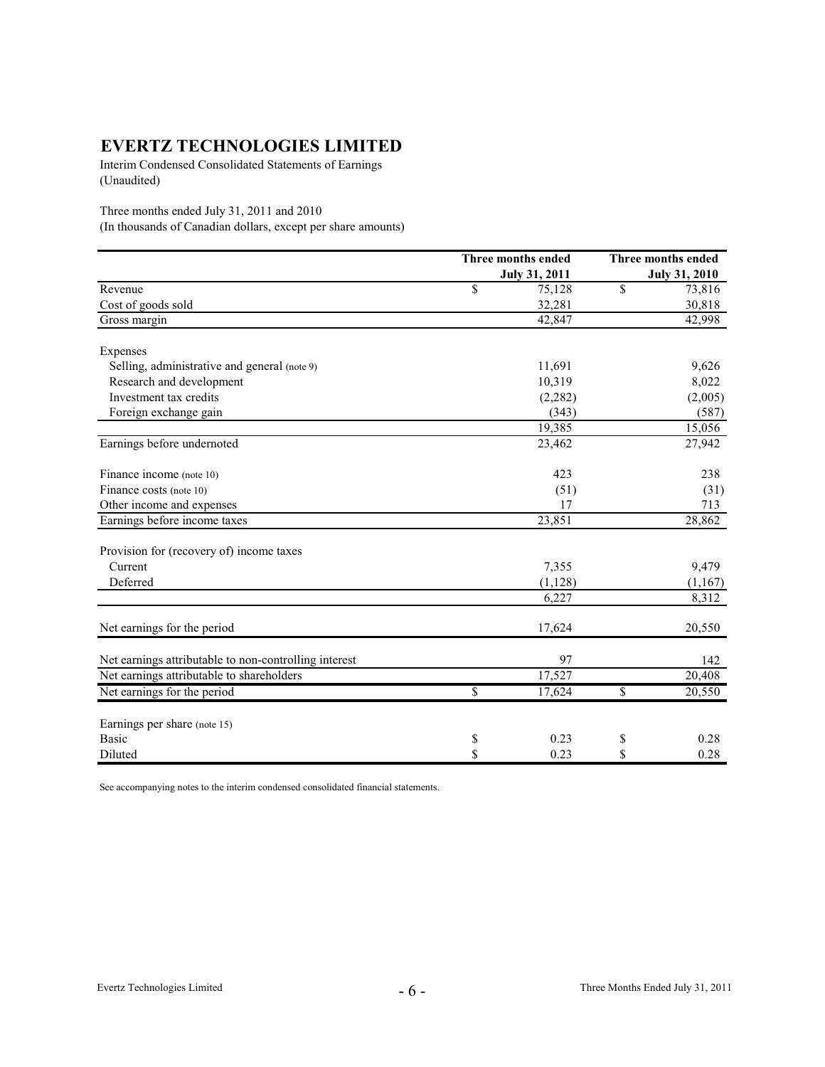# EVERTZ TECHNOLOGIES LIMITED

Interim Condensed Consolidated Statements of Earnings
(Unaudited)

Three months ended July 31, 2011 and 2010
(In thousands of Canadian dollars, except per share amounts)

| | Three months ended July 31, 2011 | Three months ended July 31, 2010 |
|---|---|---|
| Revenue | $ 75,128 | $ 73,816 |
| Cost of goods sold | 32,281 | 30,818 |
| Gross margin | 42,847 | 42,998 |
| | | |
| Expenses | | |
| Selling, administrative and general (note 9) | 11,691 | 9,626 |
| Research and development | 10,319 | 8,022 |
| Investment tax credits | (2,282) | (2,005) |
| Foreign exchange gain | (343) | (587) |
| | 19,385 | 15,056 |
| Earnings before undernoted | 23,462 | 27,942 |
| | | |
| Finance income (note 10) | 423 | 238 |
| Finance costs (note 10) | (51) | (31) |
| Other income and expenses | 17 | 713 |
| Earnings before income taxes | 23,851 | 28,862 |
| | | |
| Provision for (recovery of) income taxes | | |
| Current | 7,355 | 9,479 |
| Deferred | (1,128) | (1,167) |
| | 6,227 | 8,312 |
| | | |
| Net earnings for the period | 17,624 | 20,550 |
| | | |
| Net earnings attributable to non-controlling interest | 97 | 142 |
| Net earnings attributable to shareholders | 17,527 | 20,408 |
| Net earnings for the period | $ 17,624 | $ 20,550 |
| | | |
| Earnings per share (note 15) | | |
| Basic | $ 0.23 | $ 0.28 |
| Diluted | $ 0.23 | $ 0.28 |

See accompanying notes to the interim condensed consolidated financial statements.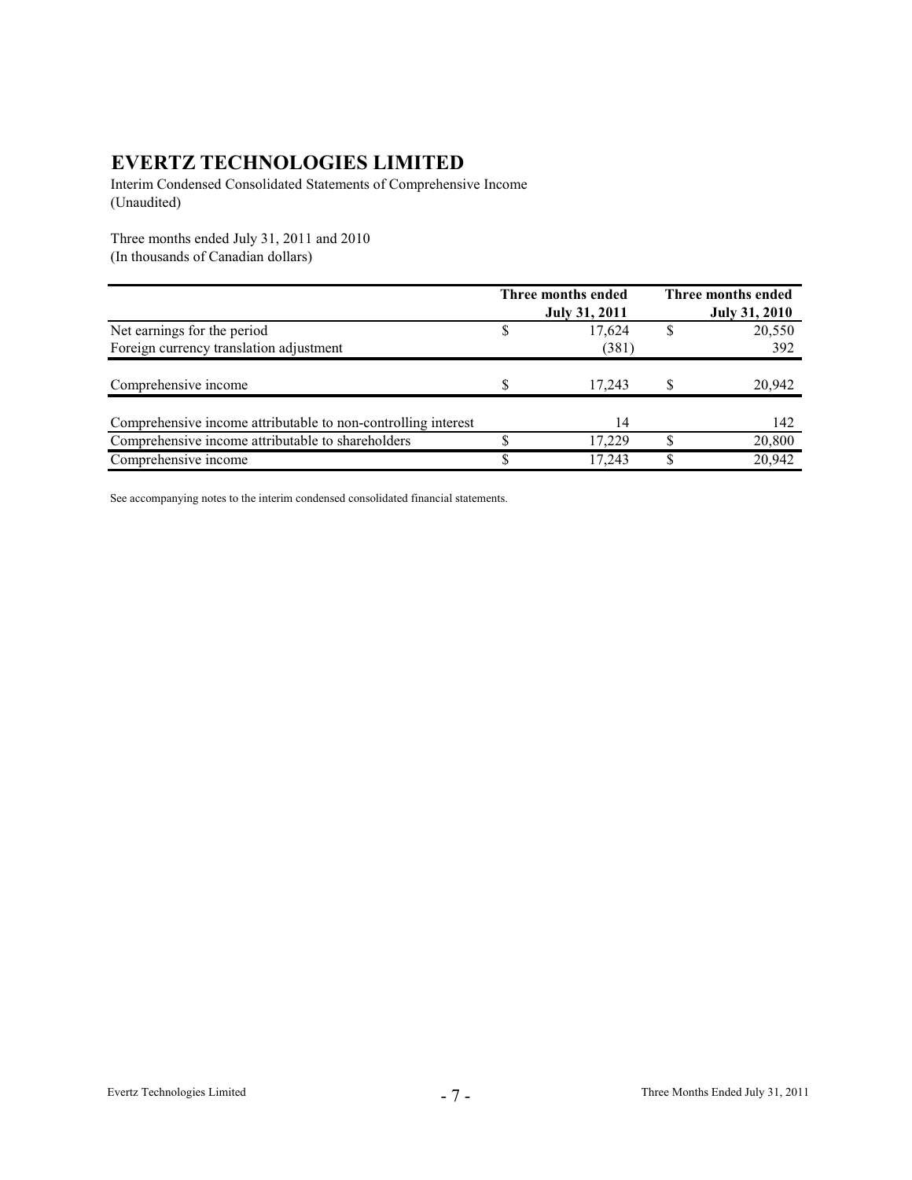# EVERTZ TECHNOLOGIES LIMITED

Interim Condensed Consolidated Statements of Comprehensive Income
(Unaudited)

Three months ended July 31, 2011 and 2010
(In thousands of Canadian dollars)

| | Three months ended July 31, 2011 | Three months ended July 31, 2010 |
|---|---|---|
| Net earnings for the period | $ 17,624 | $ 20,550 |
| Foreign currency translation adjustment | (381) | 392 |
| Comprehensive income | $ 17,243 | $ 20,942 |
| Comprehensive income attributable to non-controlling interest | 14 | 142 |
| Comprehensive income attributable to shareholders | $ 17,229 | $ 20,800 |
| Comprehensive income | $ 17,243 | $ 20,942 |

See accompanying notes to the interim condensed consolidated financial statements.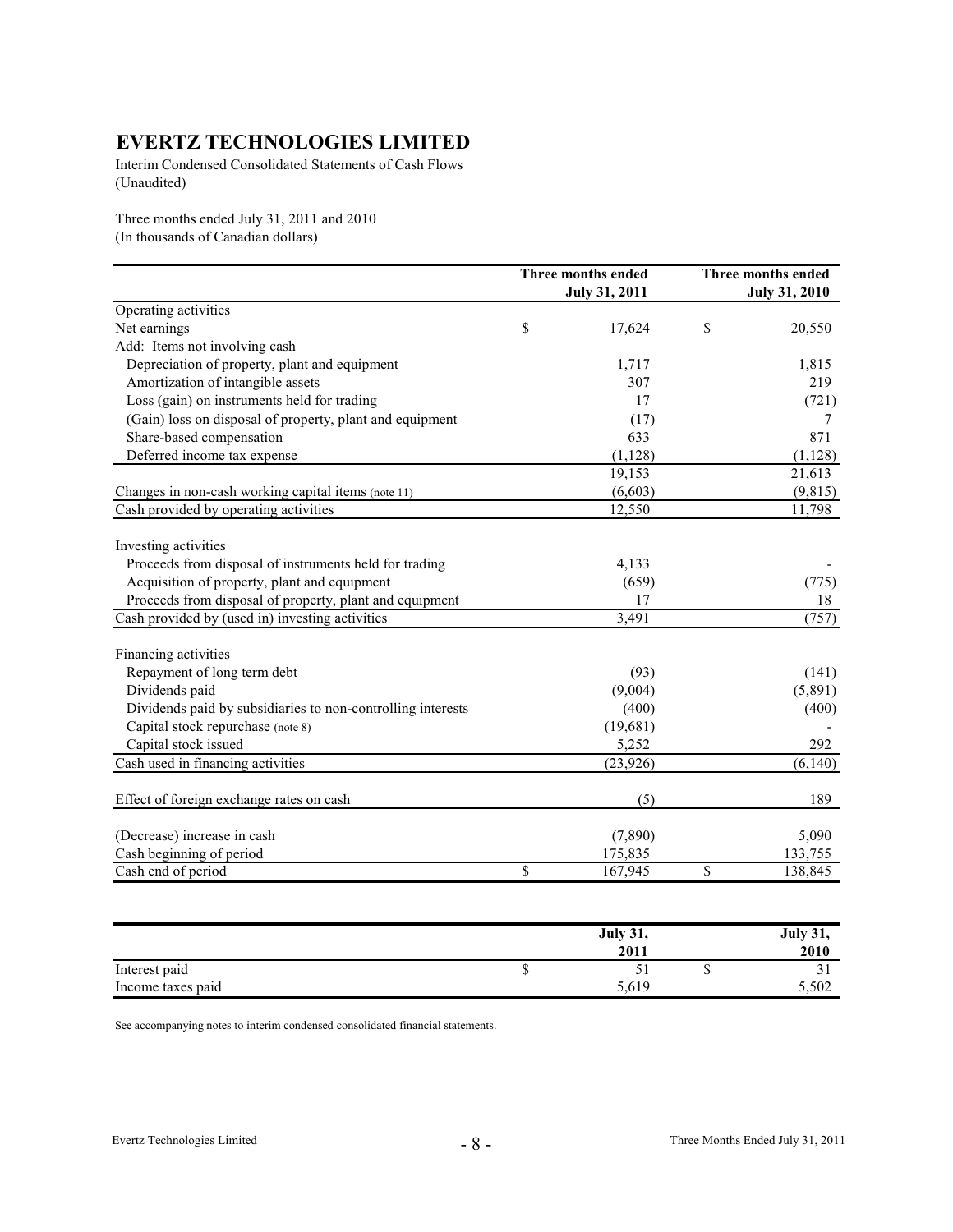# EVERTZ TECHNOLOGIES LIMITED

Interim Condensed Consolidated Statements of Cash Flows
(Unaudited)

Three months ended July 31, 2011 and 2010
(In thousands of Canadian dollars)

| | Three months ended July 31, 2011 | Three months ended July 31, 2010 |
|---|---|---|
| Operating activities | | |
| Net earnings | $ 17,624 | $ 20,550 |
| Add: Items not involving cash | | |
| Depreciation of property, plant and equipment | 1,717 | 1,815 |
| Amortization of intangible assets | 307 | 219 |
| Loss (gain) on instruments held for trading | 17 | (721) |
| (Gain) loss on disposal of property, plant and equipment | (17) | 7 |
| Share-based compensation | 633 | 871 |
| Deferred income tax expense | (1,128) | (1,128) |
| | 19,153 | 21,613 |
| Changes in non-cash working capital items (note 11) | (6,603) | (9,815) |
| Cash provided by operating activities | 12,550 | 11,798 |
| | | |
| Investing activities | | |
| Proceeds from disposal of instruments held for trading | 4,133 | - |
| Acquisition of property, plant and equipment | (659) | (775) |
| Proceeds from disposal of property, plant and equipment | 17 | 18 |
| Cash provided by (used in) investing activities | 3,491 | (757) |
| | | |
| Financing activities | | |
| Repayment of long term debt | (93) | (141) |
| Dividends paid | (9,004) | (5,891) |
| Dividends paid by subsidiaries to non-controlling interests | (400) | (400) |
| Capital stock repurchase (note 8) | (19,681) | - |
| Capital stock issued | 5,252 | 292 |
| Cash used in financing activities | (23,926) | (6,140) |
| | | |
| Effect of foreign exchange rates on cash | (5) | 189 |
| | | |
| (Decrease) increase in cash | (7,890) | 5,090 |
| Cash beginning of period | 175,835 | 133,755 |
| Cash end of period | $ 167,945 | $ 138,845 |

| | July 31, 2011 | July 31, 2010 |
|---|---|---|
| Interest paid | $ 51 | $ 31 |
| Income taxes paid | 5,619 | 5,502 |

See accompanying notes to interim condensed consolidated financial statements.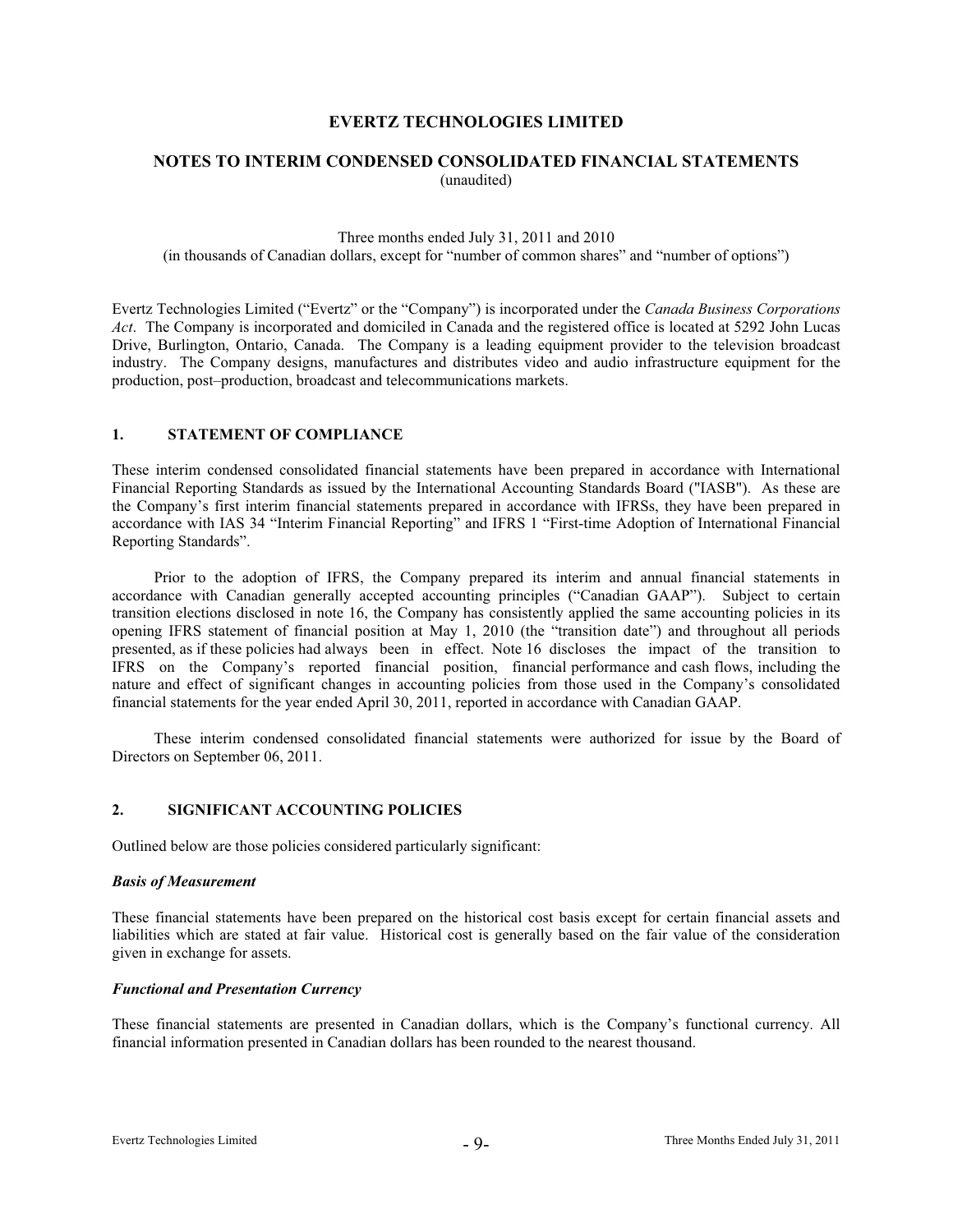# EVERTZ TECHNOLOGIES LIMITED

## NOTES TO INTERIM CONDENSED CONSOLIDATED FINANCIAL STATEMENTS

(unaudited)

Three months ended July 31, 2011 and 2010
(in thousands of Canadian dollars, except for "number of common shares" and "number of options")

Evertz Technologies Limited ("Evertz" or the "Company") is incorporated under the *Canada Business Corporations Act*. The Company is incorporated and domiciled in Canada and the registered office is located at 5292 John Lucas Drive, Burlington, Ontario, Canada. The Company is a leading equipment provider to the television broadcast industry. The Company designs, manufactures and distributes video and audio infrastructure equipment for the production, post–production, broadcast and telecommunications markets.

### 1. STATEMENT OF COMPLIANCE

These interim condensed consolidated financial statements have been prepared in accordance with International Financial Reporting Standards as issued by the International Accounting Standards Board ("IASB"). As these are the Company's first interim financial statements prepared in accordance with IFRSs, they have been prepared in accordance with IAS 34 "Interim Financial Reporting" and IFRS 1 "First-time Adoption of International Financial Reporting Standards".

Prior to the adoption of IFRS, the Company prepared its interim and annual financial statements in accordance with Canadian generally accepted accounting principles ("Canadian GAAP"). Subject to certain transition elections disclosed in note 16, the Company has consistently applied the same accounting policies in its opening IFRS statement of financial position at May 1, 2010 (the "transition date") and throughout all periods presented, as if these policies had always been in effect. Note 16 discloses the impact of the transition to IFRS on the Company's reported financial position, financial performance and cash flows, including the nature and effect of significant changes in accounting policies from those used in the Company's consolidated financial statements for the year ended April 30, 2011, reported in accordance with Canadian GAAP.

These interim condensed consolidated financial statements were authorized for issue by the Board of Directors on September 06, 2011.

### 2. SIGNIFICANT ACCOUNTING POLICIES

Outlined below are those policies considered particularly significant:

***Basis of Measurement***

These financial statements have been prepared on the historical cost basis except for certain financial assets and liabilities which are stated at fair value. Historical cost is generally based on the fair value of the consideration given in exchange for assets.

***Functional and Presentation Currency***

These financial statements are presented in Canadian dollars, which is the Company's functional currency. All financial information presented in Canadian dollars has been rounded to the nearest thousand.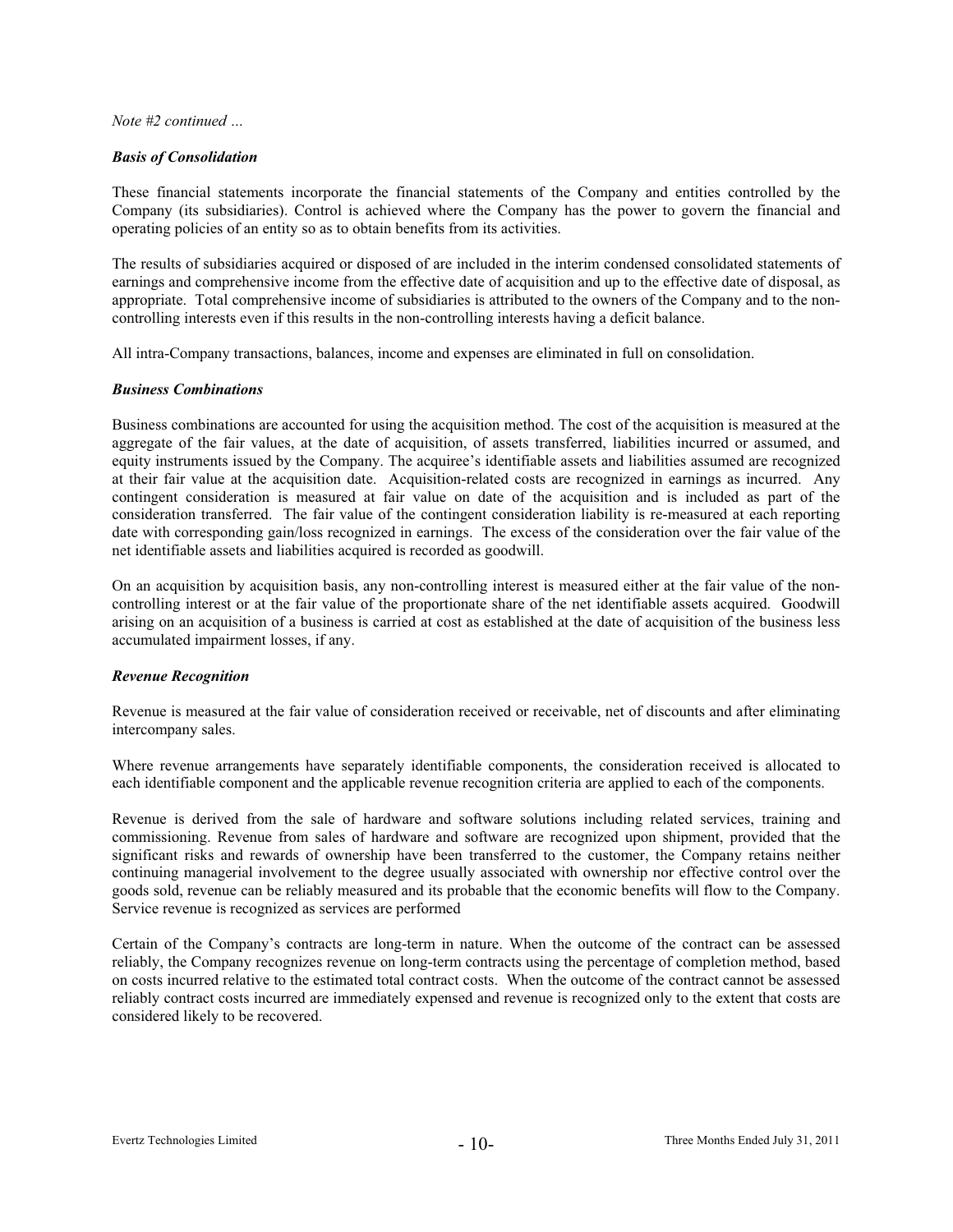*Note #2 continued …*

### *Basis of Consolidation*

These financial statements incorporate the financial statements of the Company and entities controlled by the Company (its subsidiaries). Control is achieved where the Company has the power to govern the financial and operating policies of an entity so as to obtain benefits from its activities.

The results of subsidiaries acquired or disposed of are included in the interim condensed consolidated statements of earnings and comprehensive income from the effective date of acquisition and up to the effective date of disposal, as appropriate. Total comprehensive income of subsidiaries is attributed to the owners of the Company and to the non-controlling interests even if this results in the non-controlling interests having a deficit balance.

All intra-Company transactions, balances, income and expenses are eliminated in full on consolidation.

### *Business Combinations*

Business combinations are accounted for using the acquisition method. The cost of the acquisition is measured at the aggregate of the fair values, at the date of acquisition, of assets transferred, liabilities incurred or assumed, and equity instruments issued by the Company. The acquiree's identifiable assets and liabilities assumed are recognized at their fair value at the acquisition date. Acquisition-related costs are recognized in earnings as incurred. Any contingent consideration is measured at fair value on date of the acquisition and is included as part of the consideration transferred. The fair value of the contingent consideration liability is re-measured at each reporting date with corresponding gain/loss recognized in earnings. The excess of the consideration over the fair value of the net identifiable assets and liabilities acquired is recorded as goodwill.

On an acquisition by acquisition basis, any non-controlling interest is measured either at the fair value of the non-controlling interest or at the fair value of the proportionate share of the net identifiable assets acquired. Goodwill arising on an acquisition of a business is carried at cost as established at the date of acquisition of the business less accumulated impairment losses, if any.

### *Revenue Recognition*

Revenue is measured at the fair value of consideration received or receivable, net of discounts and after eliminating intercompany sales.

Where revenue arrangements have separately identifiable components, the consideration received is allocated to each identifiable component and the applicable revenue recognition criteria are applied to each of the components.

Revenue is derived from the sale of hardware and software solutions including related services, training and commissioning. Revenue from sales of hardware and software are recognized upon shipment, provided that the significant risks and rewards of ownership have been transferred to the customer, the Company retains neither continuing managerial involvement to the degree usually associated with ownership nor effective control over the goods sold, revenue can be reliably measured and its probable that the economic benefits will flow to the Company. Service revenue is recognized as services are performed

Certain of the Company's contracts are long-term in nature. When the outcome of the contract can be assessed reliably, the Company recognizes revenue on long-term contracts using the percentage of completion method, based on costs incurred relative to the estimated total contract costs. When the outcome of the contract cannot be assessed reliably contract costs incurred are immediately expensed and revenue is recognized only to the extent that costs are considered likely to be recovered.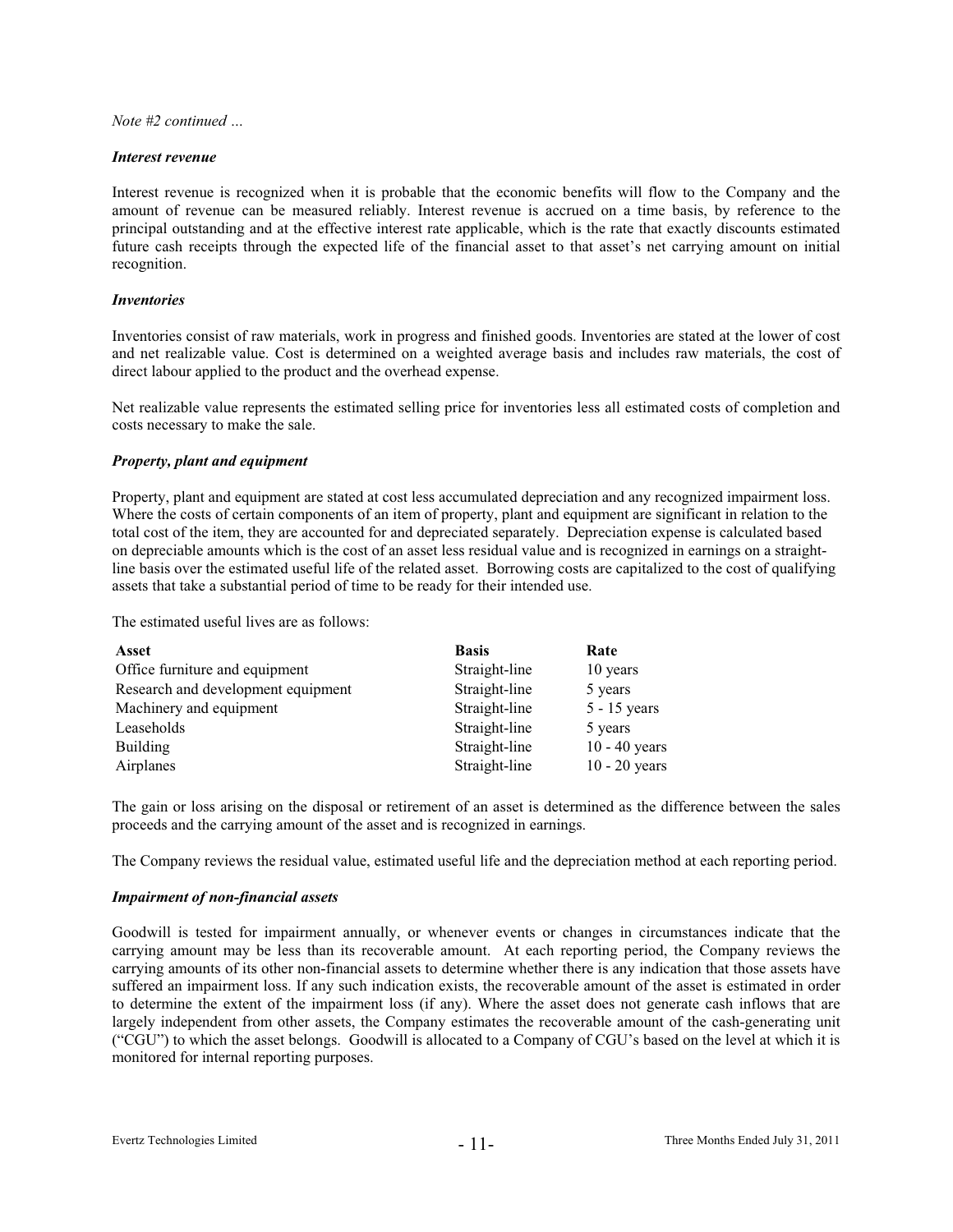*Note #2 continued …*

***Interest revenue***

Interest revenue is recognized when it is probable that the economic benefits will flow to the Company and the amount of revenue can be measured reliably. Interest revenue is accrued on a time basis, by reference to the principal outstanding and at the effective interest rate applicable, which is the rate that exactly discounts estimated future cash receipts through the expected life of the financial asset to that asset's net carrying amount on initial recognition.

***Inventories***

Inventories consist of raw materials, work in progress and finished goods. Inventories are stated at the lower of cost and net realizable value. Cost is determined on a weighted average basis and includes raw materials, the cost of direct labour applied to the product and the overhead expense.

Net realizable value represents the estimated selling price for inventories less all estimated costs of completion and costs necessary to make the sale.

***Property, plant and equipment***

Property, plant and equipment are stated at cost less accumulated depreciation and any recognized impairment loss. Where the costs of certain components of an item of property, plant and equipment are significant in relation to the total cost of the item, they are accounted for and depreciated separately. Depreciation expense is calculated based on depreciable amounts which is the cost of an asset less residual value and is recognized in earnings on a straight-line basis over the estimated useful life of the related asset. Borrowing costs are capitalized to the cost of qualifying assets that take a substantial period of time to be ready for their intended use.

The estimated useful lives are as follows:

| Asset | Basis | Rate |
| --- | --- | --- |
| Office furniture and equipment | Straight-line | 10 years |
| Research and development equipment | Straight-line | 5 years |
| Machinery and equipment | Straight-line | 5 - 15 years |
| Leaseholds | Straight-line | 5 years |
| Building | Straight-line | 10 - 40 years |
| Airplanes | Straight-line | 10 - 20 years |

The gain or loss arising on the disposal or retirement of an asset is determined as the difference between the sales proceeds and the carrying amount of the asset and is recognized in earnings.

The Company reviews the residual value, estimated useful life and the depreciation method at each reporting period.

***Impairment of non-financial assets***

Goodwill is tested for impairment annually, or whenever events or changes in circumstances indicate that the carrying amount may be less than its recoverable amount. At each reporting period, the Company reviews the carrying amounts of its other non-financial assets to determine whether there is any indication that those assets have suffered an impairment loss. If any such indication exists, the recoverable amount of the asset is estimated in order to determine the extent of the impairment loss (if any). Where the asset does not generate cash inflows that are largely independent from other assets, the Company estimates the recoverable amount of the cash-generating unit ("CGU") to which the asset belongs. Goodwill is allocated to a Company of CGU's based on the level at which it is monitored for internal reporting purposes.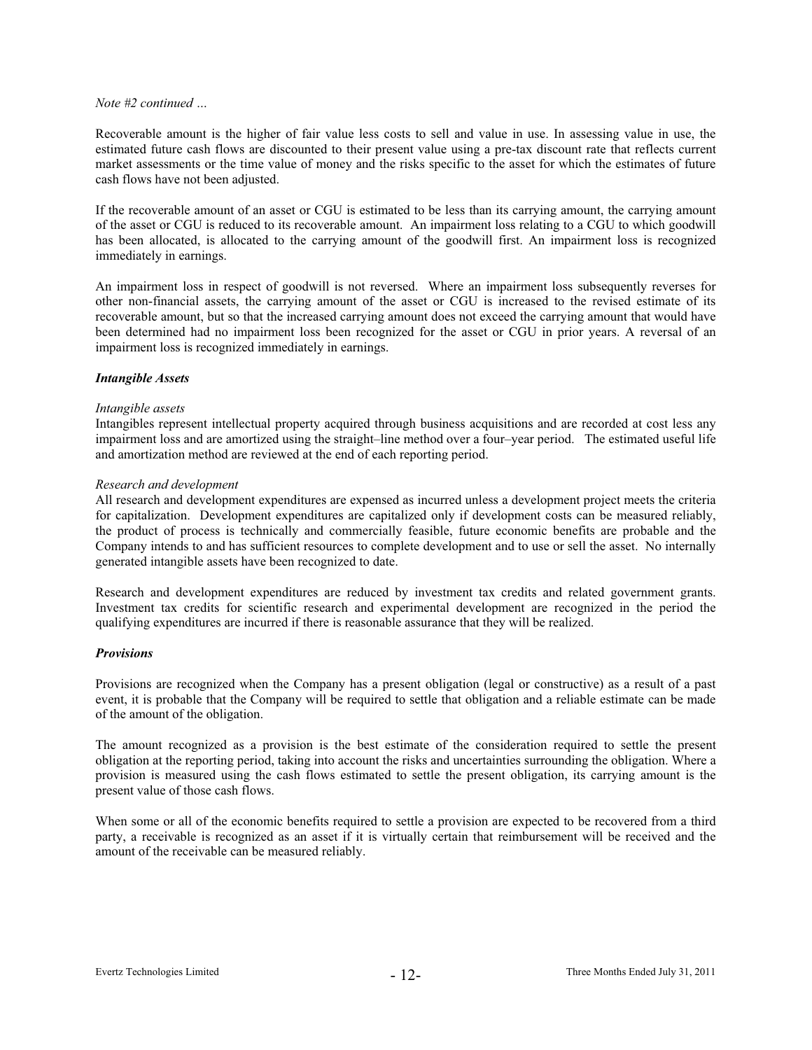*Note #2 continued …*

Recoverable amount is the higher of fair value less costs to sell and value in use. In assessing value in use, the estimated future cash flows are discounted to their present value using a pre-tax discount rate that reflects current market assessments or the time value of money and the risks specific to the asset for which the estimates of future cash flows have not been adjusted.

If the recoverable amount of an asset or CGU is estimated to be less than its carrying amount, the carrying amount of the asset or CGU is reduced to its recoverable amount. An impairment loss relating to a CGU to which goodwill has been allocated, is allocated to the carrying amount of the goodwill first. An impairment loss is recognized immediately in earnings.

An impairment loss in respect of goodwill is not reversed. Where an impairment loss subsequently reverses for other non-financial assets, the carrying amount of the asset or CGU is increased to the revised estimate of its recoverable amount, but so that the increased carrying amount does not exceed the carrying amount that would have been determined had no impairment loss been recognized for the asset or CGU in prior years. A reversal of an impairment loss is recognized immediately in earnings.

***Intangible Assets***

*Intangible assets*

Intangibles represent intellectual property acquired through business acquisitions and are recorded at cost less any impairment loss and are amortized using the straight–line method over a four–year period. The estimated useful life and amortization method are reviewed at the end of each reporting period.

*Research and development*

All research and development expenditures are expensed as incurred unless a development project meets the criteria for capitalization. Development expenditures are capitalized only if development costs can be measured reliably, the product of process is technically and commercially feasible, future economic benefits are probable and the Company intends to and has sufficient resources to complete development and to use or sell the asset. No internally generated intangible assets have been recognized to date.

Research and development expenditures are reduced by investment tax credits and related government grants. Investment tax credits for scientific research and experimental development are recognized in the period the qualifying expenditures are incurred if there is reasonable assurance that they will be realized.

***Provisions***

Provisions are recognized when the Company has a present obligation (legal or constructive) as a result of a past event, it is probable that the Company will be required to settle that obligation and a reliable estimate can be made of the amount of the obligation.

The amount recognized as a provision is the best estimate of the consideration required to settle the present obligation at the reporting period, taking into account the risks and uncertainties surrounding the obligation. Where a provision is measured using the cash flows estimated to settle the present obligation, its carrying amount is the present value of those cash flows.

When some or all of the economic benefits required to settle a provision are expected to be recovered from a third party, a receivable is recognized as an asset if it is virtually certain that reimbursement will be received and the amount of the receivable can be measured reliably.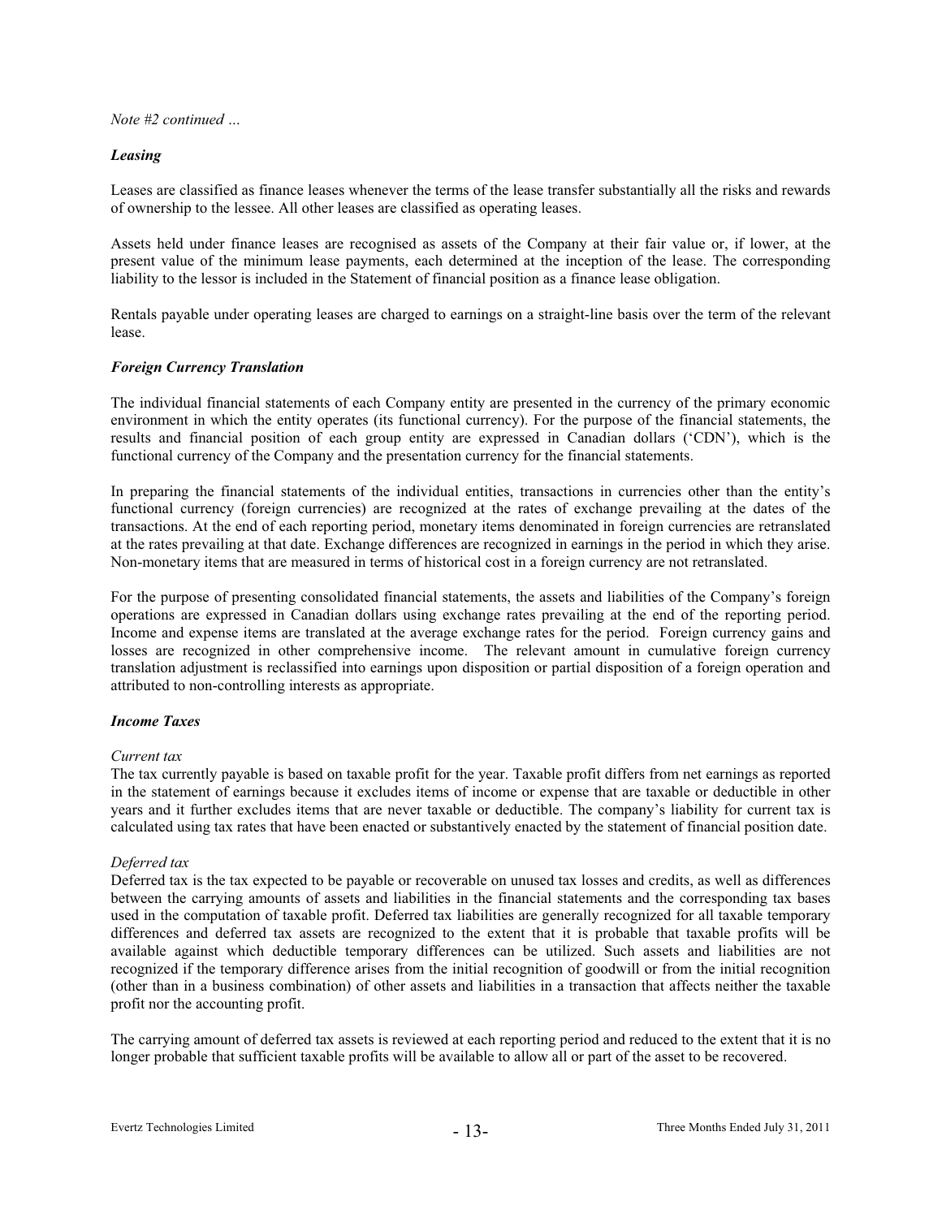*Note #2 continued …*

***Leasing***

Leases are classified as finance leases whenever the terms of the lease transfer substantially all the risks and rewards of ownership to the lessee. All other leases are classified as operating leases.

Assets held under finance leases are recognised as assets of the Company at their fair value or, if lower, at the present value of the minimum lease payments, each determined at the inception of the lease. The corresponding liability to the lessor is included in the Statement of financial position as a finance lease obligation.

Rentals payable under operating leases are charged to earnings on a straight-line basis over the term of the relevant lease.

***Foreign Currency Translation***

The individual financial statements of each Company entity are presented in the currency of the primary economic environment in which the entity operates (its functional currency). For the purpose of the financial statements, the results and financial position of each group entity are expressed in Canadian dollars ('CDN'), which is the functional currency of the Company and the presentation currency for the financial statements.

In preparing the financial statements of the individual entities, transactions in currencies other than the entity's functional currency (foreign currencies) are recognized at the rates of exchange prevailing at the dates of the transactions. At the end of each reporting period, monetary items denominated in foreign currencies are retranslated at the rates prevailing at that date. Exchange differences are recognized in earnings in the period in which they arise. Non-monetary items that are measured in terms of historical cost in a foreign currency are not retranslated.

For the purpose of presenting consolidated financial statements, the assets and liabilities of the Company's foreign operations are expressed in Canadian dollars using exchange rates prevailing at the end of the reporting period. Income and expense items are translated at the average exchange rates for the period. Foreign currency gains and losses are recognized in other comprehensive income. The relevant amount in cumulative foreign currency translation adjustment is reclassified into earnings upon disposition or partial disposition of a foreign operation and attributed to non-controlling interests as appropriate.

***Income Taxes***

*Current tax*

The tax currently payable is based on taxable profit for the year. Taxable profit differs from net earnings as reported in the statement of earnings because it excludes items of income or expense that are taxable or deductible in other years and it further excludes items that are never taxable or deductible. The company's liability for current tax is calculated using tax rates that have been enacted or substantively enacted by the statement of financial position date.

*Deferred tax*

Deferred tax is the tax expected to be payable or recoverable on unused tax losses and credits, as well as differences between the carrying amounts of assets and liabilities in the financial statements and the corresponding tax bases used in the computation of taxable profit. Deferred tax liabilities are generally recognized for all taxable temporary differences and deferred tax assets are recognized to the extent that it is probable that taxable profits will be available against which deductible temporary differences can be utilized. Such assets and liabilities are not recognized if the temporary difference arises from the initial recognition of goodwill or from the initial recognition (other than in a business combination) of other assets and liabilities in a transaction that affects neither the taxable profit nor the accounting profit.

The carrying amount of deferred tax assets is reviewed at each reporting period and reduced to the extent that it is no longer probable that sufficient taxable profits will be available to allow all or part of the asset to be recovered.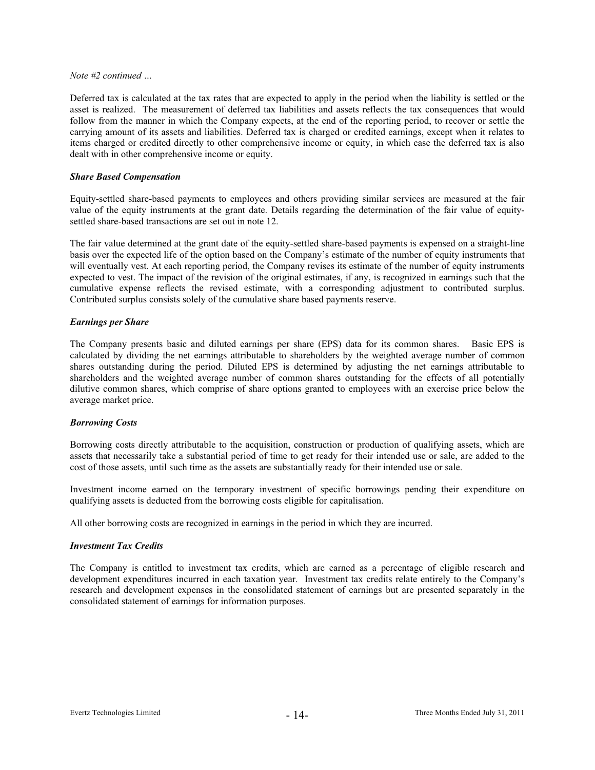*Note #2 continued …*

Deferred tax is calculated at the tax rates that are expected to apply in the period when the liability is settled or the asset is realized. The measurement of deferred tax liabilities and assets reflects the tax consequences that would follow from the manner in which the Company expects, at the end of the reporting period, to recover or settle the carrying amount of its assets and liabilities. Deferred tax is charged or credited earnings, except when it relates to items charged or credited directly to other comprehensive income or equity, in which case the deferred tax is also dealt with in other comprehensive income or equity.

***Share Based Compensation***

Equity-settled share-based payments to employees and others providing similar services are measured at the fair value of the equity instruments at the grant date. Details regarding the determination of the fair value of equity-settled share-based transactions are set out in note 12.

The fair value determined at the grant date of the equity-settled share-based payments is expensed on a straight-line basis over the expected life of the option based on the Company's estimate of the number of equity instruments that will eventually vest. At each reporting period, the Company revises its estimate of the number of equity instruments expected to vest. The impact of the revision of the original estimates, if any, is recognized in earnings such that the cumulative expense reflects the revised estimate, with a corresponding adjustment to contributed surplus. Contributed surplus consists solely of the cumulative share based payments reserve.

***Earnings per Share***

The Company presents basic and diluted earnings per share (EPS) data for its common shares. Basic EPS is calculated by dividing the net earnings attributable to shareholders by the weighted average number of common shares outstanding during the period. Diluted EPS is determined by adjusting the net earnings attributable to shareholders and the weighted average number of common shares outstanding for the effects of all potentially dilutive common shares, which comprise of share options granted to employees with an exercise price below the average market price.

***Borrowing Costs***

Borrowing costs directly attributable to the acquisition, construction or production of qualifying assets, which are assets that necessarily take a substantial period of time to get ready for their intended use or sale, are added to the cost of those assets, until such time as the assets are substantially ready for their intended use or sale.

Investment income earned on the temporary investment of specific borrowings pending their expenditure on qualifying assets is deducted from the borrowing costs eligible for capitalisation.

All other borrowing costs are recognized in earnings in the period in which they are incurred.

***Investment Tax Credits***

The Company is entitled to investment tax credits, which are earned as a percentage of eligible research and development expenditures incurred in each taxation year. Investment tax credits relate entirely to the Company's research and development expenses in the consolidated statement of earnings but are presented separately in the consolidated statement of earnings for information purposes.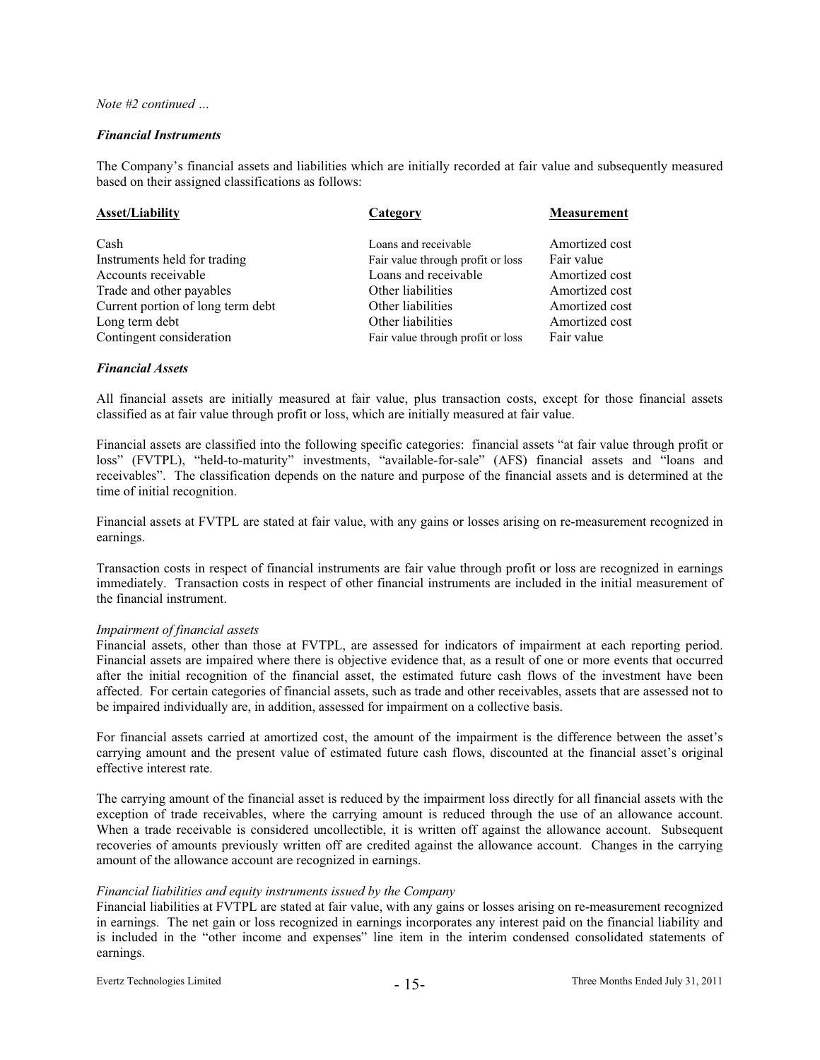*Note #2 continued …*

***Financial Instruments***

The Company's financial assets and liabilities which are initially recorded at fair value and subsequently measured based on their assigned classifications as follows:

| Asset/Liability | Category | Measurement |
|---|---|---|
| Cash | Loans and receivable | Amortized cost |
| Instruments held for trading | Fair value through profit or loss | Fair value |
| Accounts receivable | Loans and receivable | Amortized cost |
| Trade and other payables | Other liabilities | Amortized cost |
| Current portion of long term debt | Other liabilities | Amortized cost |
| Long term debt | Other liabilities | Amortized cost |
| Contingent consideration | Fair value through profit or loss | Fair value |

***Financial Assets***

All financial assets are initially measured at fair value, plus transaction costs, except for those financial assets classified as at fair value through profit or loss, which are initially measured at fair value.

Financial assets are classified into the following specific categories: financial assets "at fair value through profit or loss" (FVTPL), "held-to-maturity" investments, "available-for-sale" (AFS) financial assets and "loans and receivables". The classification depends on the nature and purpose of the financial assets and is determined at the time of initial recognition.

Financial assets at FVTPL are stated at fair value, with any gains or losses arising on re-measurement recognized in earnings.

Transaction costs in respect of financial instruments are fair value through profit or loss are recognized in earnings immediately. Transaction costs in respect of other financial instruments are included in the initial measurement of the financial instrument.

*Impairment of financial assets*

Financial assets, other than those at FVTPL, are assessed for indicators of impairment at each reporting period. Financial assets are impaired where there is objective evidence that, as a result of one or more events that occurred after the initial recognition of the financial asset, the estimated future cash flows of the investment have been affected. For certain categories of financial assets, such as trade and other receivables, assets that are assessed not to be impaired individually are, in addition, assessed for impairment on a collective basis.

For financial assets carried at amortized cost, the amount of the impairment is the difference between the asset's carrying amount and the present value of estimated future cash flows, discounted at the financial asset's original effective interest rate.

The carrying amount of the financial asset is reduced by the impairment loss directly for all financial assets with the exception of trade receivables, where the carrying amount is reduced through the use of an allowance account. When a trade receivable is considered uncollectible, it is written off against the allowance account. Subsequent recoveries of amounts previously written off are credited against the allowance account. Changes in the carrying amount of the allowance account are recognized in earnings.

*Financial liabilities and equity instruments issued by the Company*

Financial liabilities at FVTPL are stated at fair value, with any gains or losses arising on re-measurement recognized in earnings. The net gain or loss recognized in earnings incorporates any interest paid on the financial liability and is included in the "other income and expenses" line item in the interim condensed consolidated statements of earnings.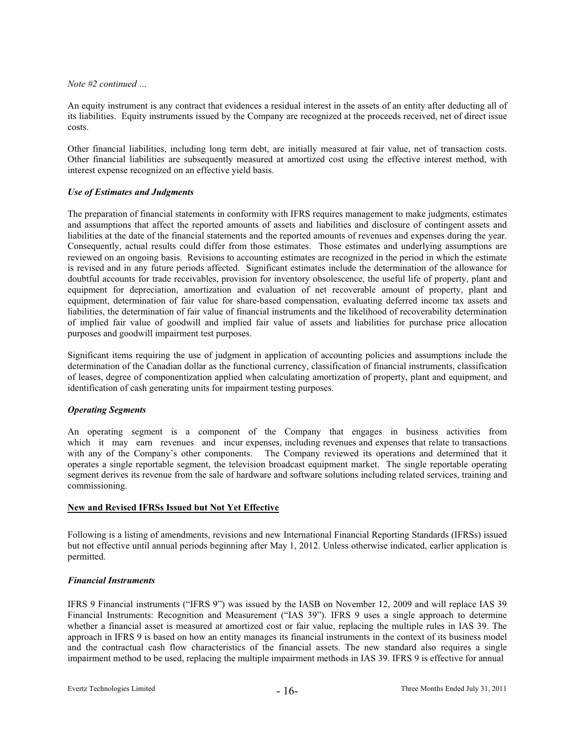*Note #2 continued …*

An equity instrument is any contract that evidences a residual interest in the assets of an entity after deducting all of its liabilities. Equity instruments issued by the Company are recognized at the proceeds received, net of direct issue costs.

Other financial liabilities, including long term debt, are initially measured at fair value, net of transaction costs. Other financial liabilities are subsequently measured at amortized cost using the effective interest method, with interest expense recognized on an effective yield basis.

***Use of Estimates and Judgments***

The preparation of financial statements in conformity with IFRS requires management to make judgments, estimates and assumptions that affect the reported amounts of assets and liabilities and disclosure of contingent assets and liabilities at the date of the financial statements and the reported amounts of revenues and expenses during the year. Consequently, actual results could differ from those estimates. Those estimates and underlying assumptions are reviewed on an ongoing basis. Revisions to accounting estimates are recognized in the period in which the estimate is revised and in any future periods affected. Significant estimates include the determination of the allowance for doubtful accounts for trade receivables, provision for inventory obsolescence, the useful life of property, plant and equipment for depreciation, amortization and evaluation of net recoverable amount of property, plant and equipment, determination of fair value for share-based compensation, evaluating deferred income tax assets and liabilities, the determination of fair value of financial instruments and the likelihood of recoverability determination of implied fair value of goodwill and implied fair value of assets and liabilities for purchase price allocation purposes and goodwill impairment test purposes.

Significant items requiring the use of judgment in application of accounting policies and assumptions include the determination of the Canadian dollar as the functional currency, classification of financial instruments, classification of leases, degree of componentization applied when calculating amortization of property, plant and equipment, and identification of cash generating units for impairment testing purposes.

***Operating Segments***

An operating segment is a component of the Company that engages in business activities from which it may earn revenues and incur expenses, including revenues and expenses that relate to transactions with any of the Company's other components. The Company reviewed its operations and determined that it operates a single reportable segment, the television broadcast equipment market. The single reportable operating segment derives its revenue from the sale of hardware and software solutions including related services, training and commissioning.

**New and Revised IFRSs Issued but Not Yet Effective**

Following is a listing of amendments, revisions and new International Financial Reporting Standards (IFRSs) issued but not effective until annual periods beginning after May 1, 2012. Unless otherwise indicated, earlier application is permitted.

***Financial Instruments***

IFRS 9 Financial instruments ("IFRS 9") was issued by the IASB on November 12, 2009 and will replace IAS 39 Financial Instruments: Recognition and Measurement ("IAS 39"). IFRS 9 uses a single approach to determine whether a financial asset is measured at amortized cost or fair value, replacing the multiple rules in IAS 39. The approach in IFRS 9 is based on how an entity manages its financial instruments in the context of its business model and the contractual cash flow characteristics of the financial assets. The new standard also requires a single impairment method to be used, replacing the multiple impairment methods in IAS 39. IFRS 9 is effective for annual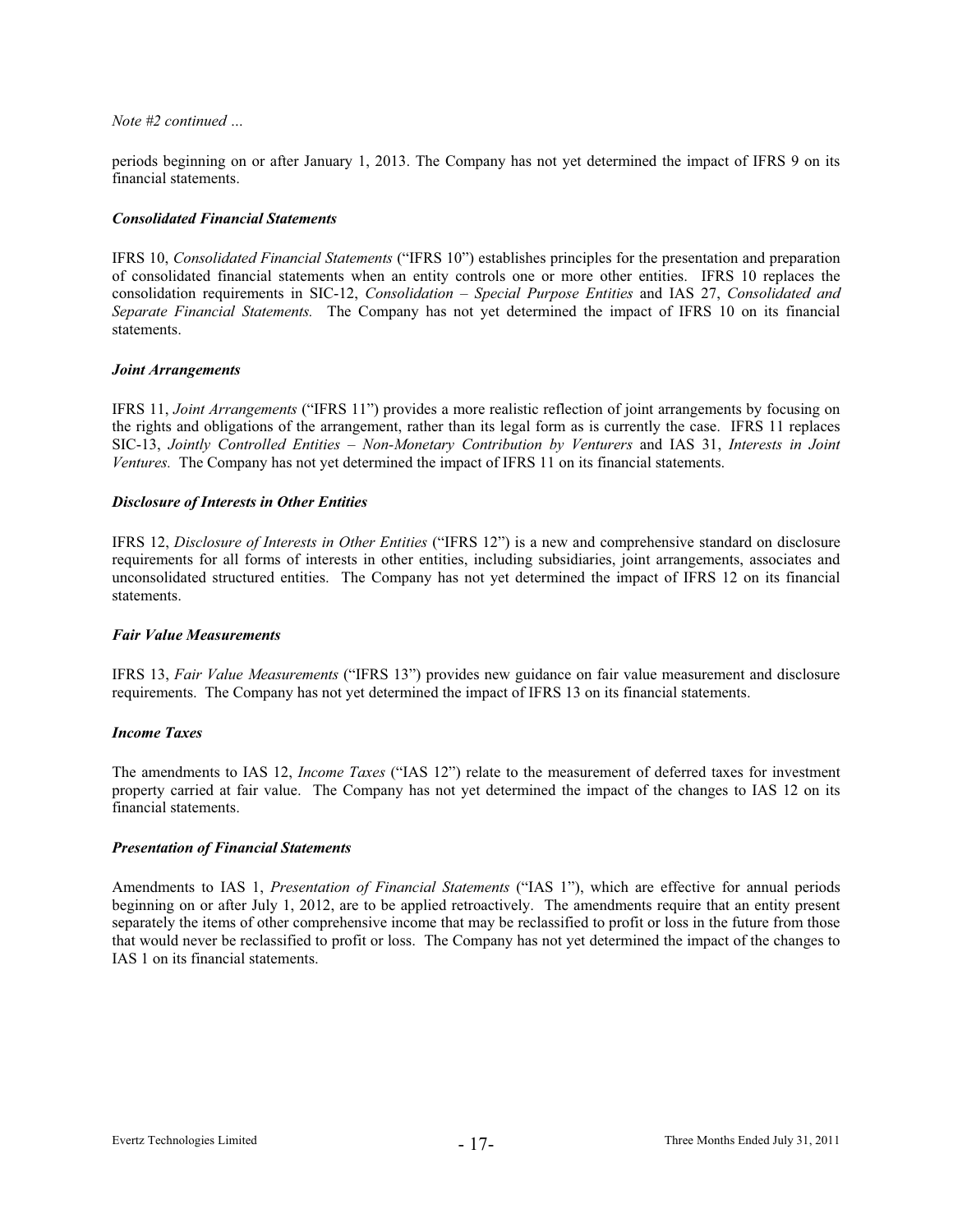*Note #2 continued …*

periods beginning on or after January 1, 2013. The Company has not yet determined the impact of IFRS 9 on its financial statements.

***Consolidated Financial Statements***

IFRS 10, *Consolidated Financial Statements* ("IFRS 10") establishes principles for the presentation and preparation of consolidated financial statements when an entity controls one or more other entities. IFRS 10 replaces the consolidation requirements in SIC-12, *Consolidation – Special Purpose Entities* and IAS 27, *Consolidated and Separate Financial Statements.* The Company has not yet determined the impact of IFRS 10 on its financial statements.

***Joint Arrangements***

IFRS 11, *Joint Arrangements* ("IFRS 11") provides a more realistic reflection of joint arrangements by focusing on the rights and obligations of the arrangement, rather than its legal form as is currently the case. IFRS 11 replaces SIC-13, *Jointly Controlled Entities – Non-Monetary Contribution by Venturers* and IAS 31, *Interests in Joint Ventures.* The Company has not yet determined the impact of IFRS 11 on its financial statements.

***Disclosure of Interests in Other Entities***

IFRS 12, *Disclosure of Interests in Other Entities* ("IFRS 12") is a new and comprehensive standard on disclosure requirements for all forms of interests in other entities, including subsidiaries, joint arrangements, associates and unconsolidated structured entities. The Company has not yet determined the impact of IFRS 12 on its financial statements.

***Fair Value Measurements***

IFRS 13, *Fair Value Measurements* ("IFRS 13") provides new guidance on fair value measurement and disclosure requirements. The Company has not yet determined the impact of IFRS 13 on its financial statements.

***Income Taxes***

The amendments to IAS 12, *Income Taxes* ("IAS 12") relate to the measurement of deferred taxes for investment property carried at fair value. The Company has not yet determined the impact of the changes to IAS 12 on its financial statements.

***Presentation of Financial Statements***

Amendments to IAS 1, *Presentation of Financial Statements* ("IAS 1"), which are effective for annual periods beginning on or after July 1, 2012, are to be applied retroactively. The amendments require that an entity present separately the items of other comprehensive income that may be reclassified to profit or loss in the future from those that would never be reclassified to profit or loss. The Company has not yet determined the impact of the changes to IAS 1 on its financial statements.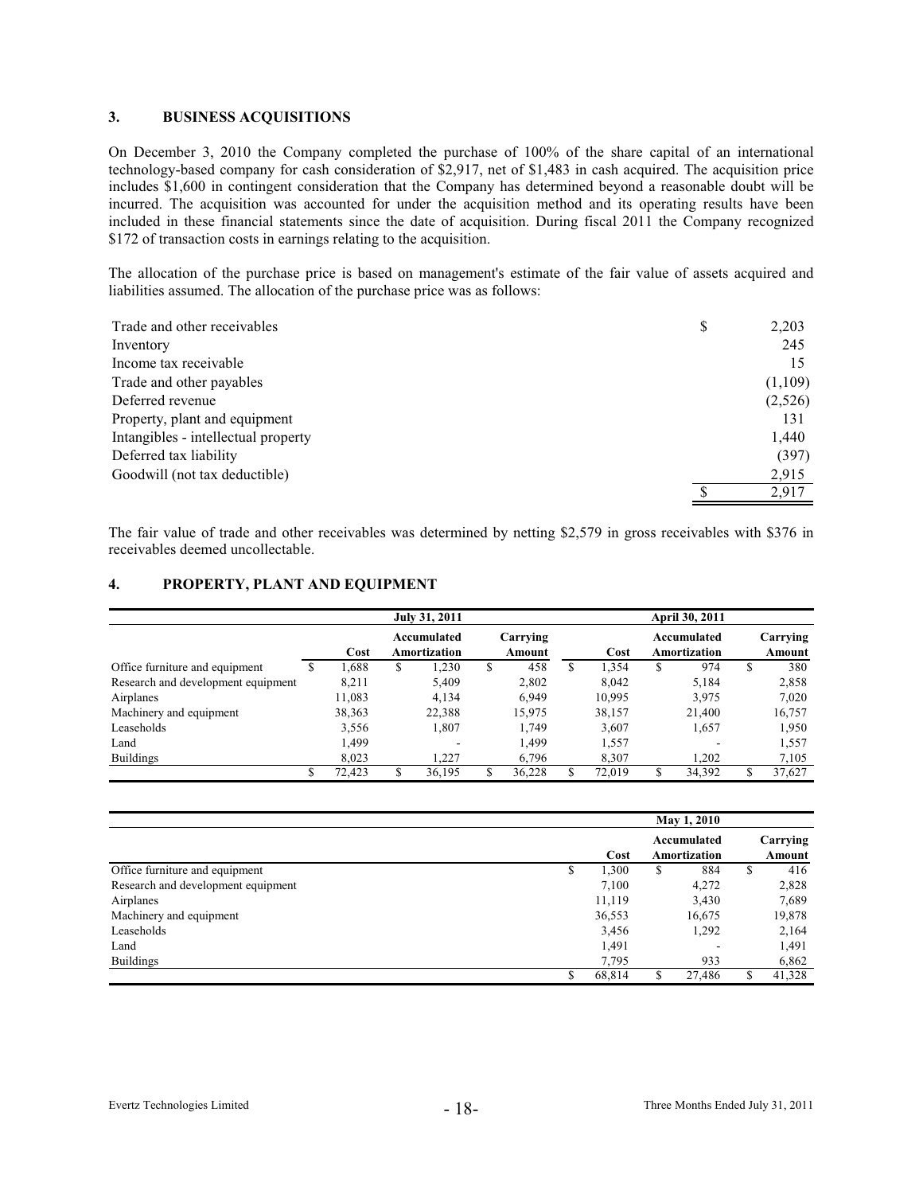## 3. BUSINESS ACQUISITIONS

On December 3, 2010 the Company completed the purchase of 100% of the share capital of an international technology-based company for cash consideration of $2,917, net of $1,483 in cash acquired. The acquisition price includes $1,600 in contingent consideration that the Company has determined beyond a reasonable doubt will be incurred. The acquisition was accounted for under the acquisition method and its operating results have been included in these financial statements since the date of acquisition. During fiscal 2011 the Company recognized $172 of transaction costs in earnings relating to the acquisition.

The allocation of the purchase price is based on management's estimate of the fair value of assets acquired and liabilities assumed. The allocation of the purchase price was as follows:

| | | |
|---|---|---|
| Trade and other receivables | $ | 2,203 |
| Inventory | | 245 |
| Income tax receivable | | 15 |
| Trade and other payables | | (1,109) |
| Deferred revenue | | (2,526) |
| Property, plant and equipment | | 131 |
| Intangibles - intellectual property | | 1,440 |
| Deferred tax liability | | (397) |
| Goodwill (not tax deductible) | | 2,915 |
| | $ | 2,917 |

The fair value of trade and other receivables was determined by netting $2,579 in gross receivables with $376 in receivables deemed uncollectable.

## 4. PROPERTY, PLANT AND EQUIPMENT

| | July 31, 2011 | | | April 30, 2011 | | |
|---|---|---|---|---|---|---|
| | Cost | Accumulated Amortization | Carrying Amount | Cost | Accumulated Amortization | Carrying Amount |
| Office furniture and equipment | $ 1,688 | $ 1,230 | $ 458 | $ 1,354 | $ 974 | $ 380 |
| Research and development equipment | 8,211 | 5,409 | 2,802 | 8,042 | 5,184 | 2,858 |
| Airplanes | 11,083 | 4,134 | 6,949 | 10,995 | 3,975 | 7,020 |
| Machinery and equipment | 38,363 | 22,388 | 15,975 | 38,157 | 21,400 | 16,757 |
| Leaseholds | 3,556 | 1,807 | 1,749 | 3,607 | 1,657 | 1,950 |
| Land | 1,499 | - | 1,499 | 1,557 | - | 1,557 |
| Buildings | 8,023 | 1,227 | 6,796 | 8,307 | 1,202 | 7,105 |
| | $ 72,423 | $ 36,195 | $ 36,228 | $ 72,019 | $ 34,392 | $ 37,627 |

| | May 1, 2010 | | |
|---|---|---|---|
| | Cost | Accumulated Amortization | Carrying Amount |
| Office furniture and equipment | $ 1,300 | $ 884 | $ 416 |
| Research and development equipment | 7,100 | 4,272 | 2,828 |
| Airplanes | 11,119 | 3,430 | 7,689 |
| Machinery and equipment | 36,553 | 16,675 | 19,878 |
| Leaseholds | 3,456 | 1,292 | 2,164 |
| Land | 1,491 | - | 1,491 |
| Buildings | 7,795 | 933 | 6,862 |
| | $ 68,814 | $ 27,486 | $ 41,328 |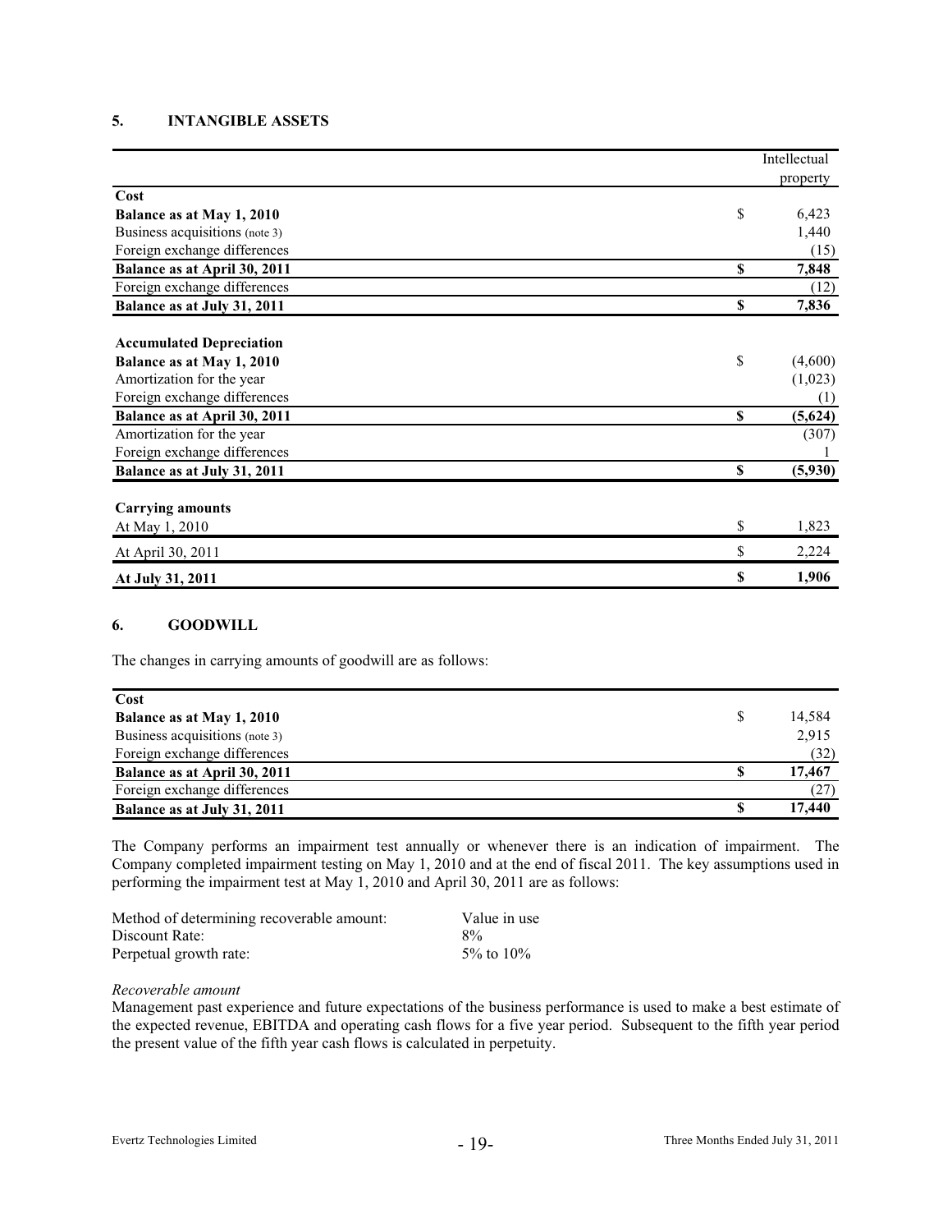## 5. INTANGIBLE ASSETS

| | | Intellectual property |
|---|---|---|
| **Cost** | | |
| **Balance as at May 1, 2010** | $ | 6,423 |
| Business acquisitions (note 3) | | 1,440 |
| Foreign exchange differences | | (15) |
| **Balance as at April 30, 2011** | **$** | **7,848** |
| Foreign exchange differences | | (12) |
| **Balance as at July 31, 2011** | **$** | **7,836** |
| | | |
| **Accumulated Depreciation** | | |
| **Balance as at May 1, 2010** | $ | (4,600) |
| Amortization for the year | | (1,023) |
| Foreign exchange differences | | (1) |
| **Balance as at April 30, 2011** | **$** | **(5,624)** |
| Amortization for the year | | (307) |
| Foreign exchange differences | | 1 |
| **Balance as at July 31, 2011** | **$** | **(5,930)** |
| | | |
| **Carrying amounts** | | |
| At May 1, 2010 | $ | 1,823 |
| At April 30, 2011 | $ | 2,224 |
| **At July 31, 2011** | **$** | **1,906** |

## 6. GOODWILL

The changes in carrying amounts of goodwill are as follows:

| | | |
|---|---|---|
| **Cost** | | |
| **Balance as at May 1, 2010** | $ | 14,584 |
| Business acquisitions (note 3) | | 2,915 |
| Foreign exchange differences | | (32) |
| **Balance as at April 30, 2011** | **$** | **17,467** |
| Foreign exchange differences | | (27) |
| **Balance as at July 31, 2011** | **$** | **17,440** |

The Company performs an impairment test annually or whenever there is an indication of impairment. The Company completed impairment testing on May 1, 2010 and at the end of fiscal 2011. The key assumptions used in performing the impairment test at May 1, 2010 and April 30, 2011 are as follows:

| | |
|---|---|
| Method of determining recoverable amount: | Value in use |
| Discount Rate: | 8% |
| Perpetual growth rate: | 5% to 10% |

*Recoverable amount*

Management past experience and future expectations of the business performance is used to make a best estimate of the expected revenue, EBITDA and operating cash flows for a five year period. Subsequent to the fifth year period the present value of the fifth year cash flows is calculated in perpetuity.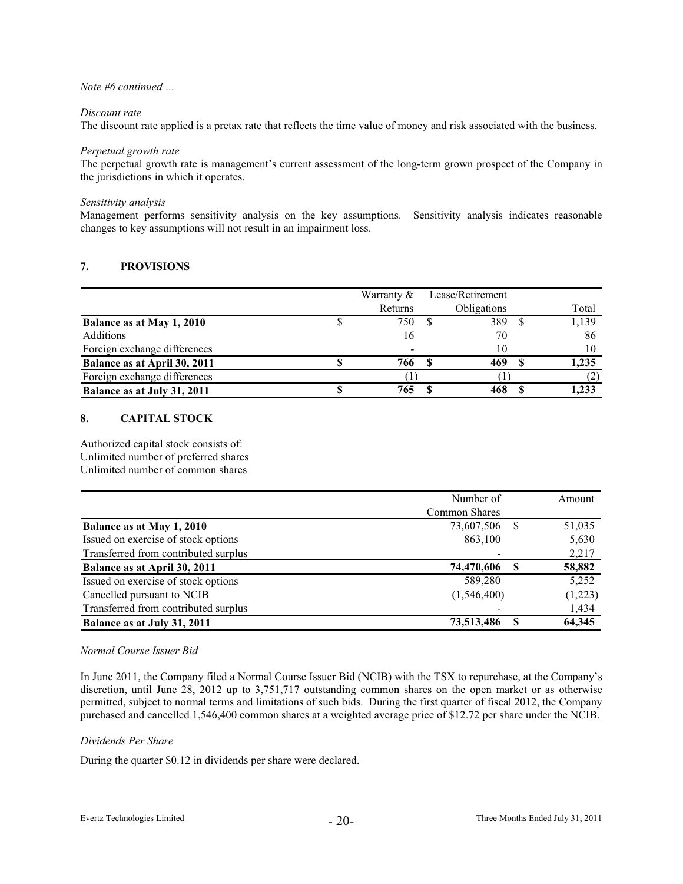*Note #6 continued …*

*Discount rate*

The discount rate applied is a pretax rate that reflects the time value of money and risk associated with the business.

*Perpetual growth rate*

The perpetual growth rate is management's current assessment of the long-term grown prospect of the Company in the jurisdictions in which it operates.

*Sensitivity analysis*

Management performs sensitivity analysis on the key assumptions. Sensitivity analysis indicates reasonable changes to key assumptions will not result in an impairment loss.

## 7. PROVISIONS

| | Warranty & Returns | Lease/Retirement Obligations | Total |
|---|---|---|---|
| **Balance as at May 1, 2010** | $ 750 | $ 389 | $ 1,139 |
| Additions | 16 | 70 | 86 |
| Foreign exchange differences | - | 10 | 10 |
| **Balance as at April 30, 2011** | **$ 766** | **$ 469** | **$ 1,235** |
| Foreign exchange differences | (1) | (1) | (2) |
| **Balance as at July 31, 2011** | **$ 765** | **$ 468** | **$ 1,233** |

## 8. CAPITAL STOCK

Authorized capital stock consists of:
Unlimited number of preferred shares
Unlimited number of common shares

| | Number of Common Shares | Amount |
|---|---|---|
| **Balance as at May 1, 2010** | 73,607,506 | $ 51,035 |
| Issued on exercise of stock options | 863,100 | 5,630 |
| Transferred from contributed surplus | - | 2,217 |
| **Balance as at April 30, 2011** | **74,470,606** | **$ 58,882** |
| Issued on exercise of stock options | 589,280 | 5,252 |
| Cancelled pursuant to NCIB | (1,546,400) | (1,223) |
| Transferred from contributed surplus | - | 1,434 |
| **Balance as at July 31, 2011** | **73,513,486** | **$ 64,345** |

*Normal Course Issuer Bid*

In June 2011, the Company filed a Normal Course Issuer Bid (NCIB) with the TSX to repurchase, at the Company's discretion, until June 28, 2012 up to 3,751,717 outstanding common shares on the open market or as otherwise permitted, subject to normal terms and limitations of such bids. During the first quarter of fiscal 2012, the Company purchased and cancelled 1,546,400 common shares at a weighted average price of $12.72 per share under the NCIB.

*Dividends Per Share*

During the quarter $0.12 in dividends per share were declared.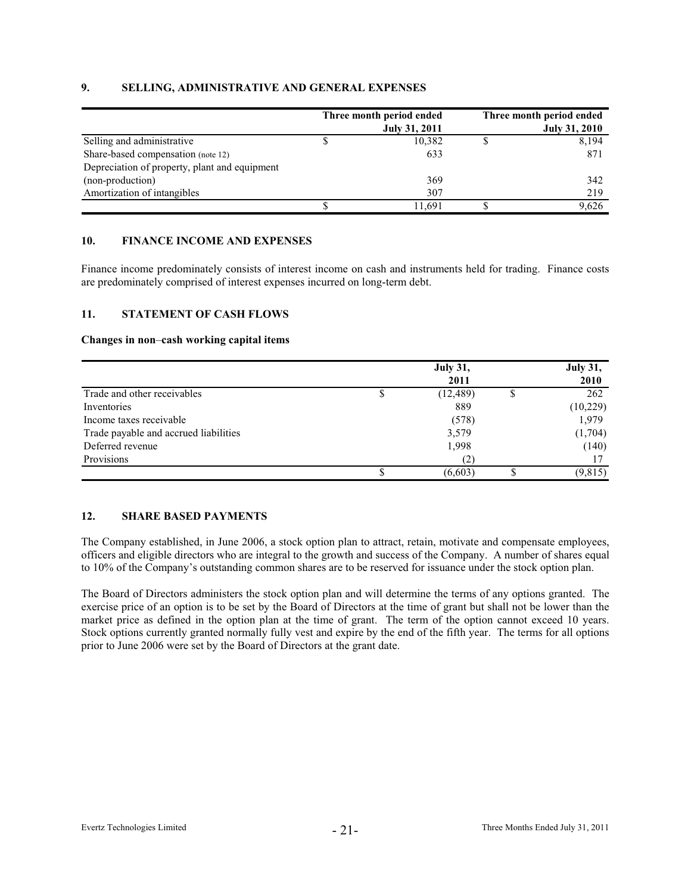## 9. SELLING, ADMINISTRATIVE AND GENERAL EXPENSES

| | Three month period ended July 31, 2011 | Three month period ended July 31, 2010 |
|---|---|---|
| Selling and administrative | $ 10,382 | $ 8,194 |
| Share-based compensation (note 12) | 633 | 871 |
| Depreciation of property, plant and equipment (non-production) | 369 | 342 |
| Amortization of intangibles | 307 | 219 |
| | $ 11,691 | $ 9,626 |

## 10. FINANCE INCOME AND EXPENSES

Finance income predominately consists of interest income on cash and instruments held for trading. Finance costs are predominately comprised of interest expenses incurred on long-term debt.

## 11. STATEMENT OF CASH FLOWS

**Changes in non–cash working capital items**

| | July 31, 2011 | July 31, 2010 |
|---|---|---|
| Trade and other receivables | $ (12,489) | $ 262 |
| Inventories | 889 | (10,229) |
| Income taxes receivable | (578) | 1,979 |
| Trade payable and accrued liabilities | 3,579 | (1,704) |
| Deferred revenue | 1,998 | (140) |
| Provisions | (2) | 17 |
| | $ (6,603) | $ (9,815) |

## 12. SHARE BASED PAYMENTS

The Company established, in June 2006, a stock option plan to attract, retain, motivate and compensate employees, officers and eligible directors who are integral to the growth and success of the Company. A number of shares equal to 10% of the Company's outstanding common shares are to be reserved for issuance under the stock option plan.

The Board of Directors administers the stock option plan and will determine the terms of any options granted. The exercise price of an option is to be set by the Board of Directors at the time of grant but shall not be lower than the market price as defined in the option plan at the time of grant. The term of the option cannot exceed 10 years. Stock options currently granted normally fully vest and expire by the end of the fifth year. The terms for all options prior to June 2006 were set by the Board of Directors at the grant date.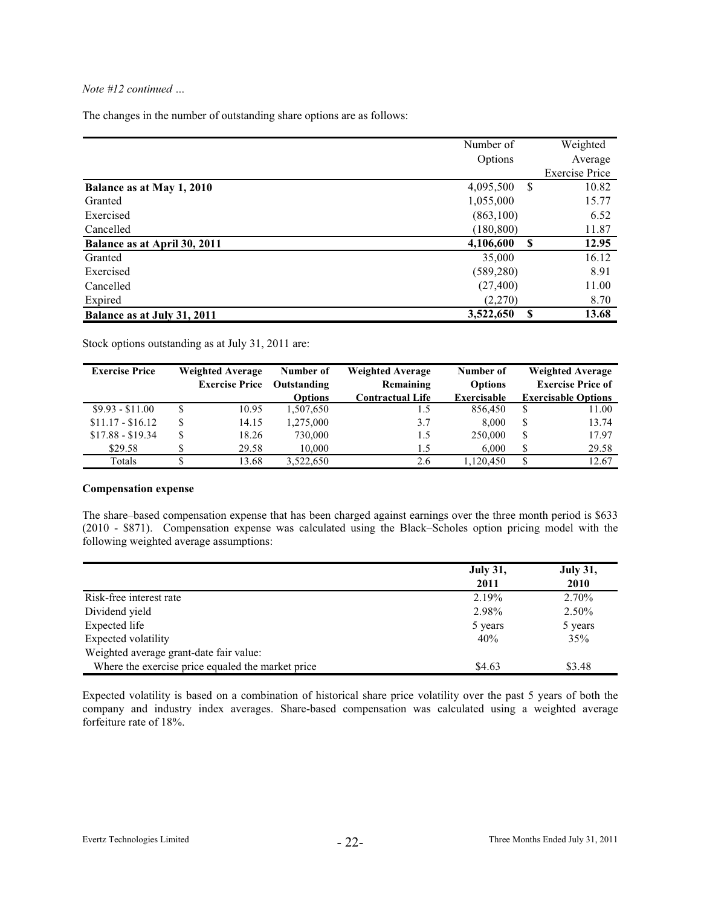*Note #12 continued …*

The changes in the number of outstanding share options are as follows:

| | Number of Options | Weighted Average Exercise Price |
|---|---|---|
| **Balance as at May 1, 2010** | 4,095,500 | $ 10.82 |
| Granted | 1,055,000 | 15.77 |
| Exercised | (863,100) | 6.52 |
| Cancelled | (180,800) | 11.87 |
| **Balance as at April 30, 2011** | **4,106,600** | **$ 12.95** |
| Granted | 35,000 | 16.12 |
| Exercised | (589,280) | 8.91 |
| Cancelled | (27,400) | 11.00 |
| Expired | (2,270) | 8.70 |
| **Balance as at July 31, 2011** | **3,522,650** | **$ 13.68** |

Stock options outstanding as at July 31, 2011 are:

| **Exercise Price** | **Weighted Average Exercise Price** | **Number of Outstanding Options** | **Weighted Average Remaining Contractual Life** | **Number of Options Exercisable** | **Weighted Average Exercise Price of Exercisable Options** |
|---|---|---|---|---|---|
| $9.93 - $11.00 | $ 10.95 | 1,507,650 | 1.5 | 856,450 | $ 11.00 |
| $11.17 - $16.12 | $ 14.15 | 1,275,000 | 3.7 | 8,000 | $ 13.74 |
| $17.88 - $19.34 | $ 18.26 | 730,000 | 1.5 | 250,000 | $ 17.97 |
| $29.58 | $ 29.58 | 10,000 | 1.5 | 6,000 | $ 29.58 |
| Totals | $ 13.68 | 3,522,650 | 2.6 | 1,120,450 | $ 12.67 |

**Compensation expense**

The share–based compensation expense that has been charged against earnings over the three month period is $633 (2010 - $871). Compensation expense was calculated using the Black–Scholes option pricing model with the following weighted average assumptions:

| | **July 31, 2011** | **July 31, 2010** |
|---|---|---|
| Risk-free interest rate | 2.19% | 2.70% |
| Dividend yield | 2.98% | 2.50% |
| Expected life | 5 years | 5 years |
| Expected volatility | 40% | 35% |
| Weighted average grant-date fair value: | | |
| Where the exercise price equaled the market price | $4.63 | $3.48 |

Expected volatility is based on a combination of historical share price volatility over the past 5 years of both the company and industry index averages. Share-based compensation was calculated using a weighted average forfeiture rate of 18%.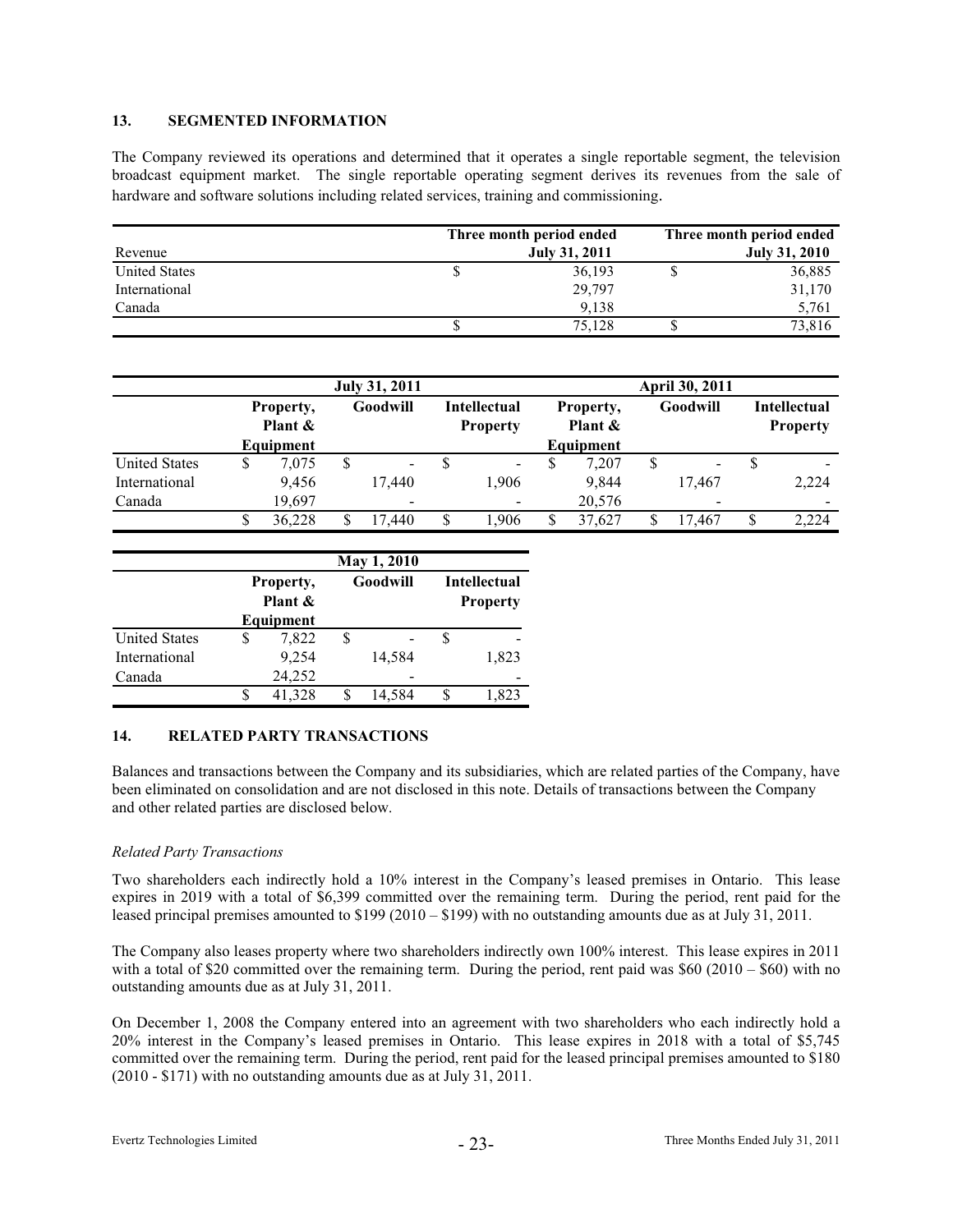## 13. SEGMENTED INFORMATION

The Company reviewed its operations and determined that it operates a single reportable segment, the television broadcast equipment market. The single reportable operating segment derives its revenues from the sale of hardware and software solutions including related services, training and commissioning.

| Revenue | Three month period ended July 31, 2011 | Three month period ended July 31, 2010 |
|---|---|---|
| United States | $ 36,193 | $ 36,885 |
| International | 29,797 | 31,170 |
| Canada | 9,138 | 5,761 |
| | $ 75,128 | $ 73,816 |

| | July 31, 2011 | | | April 30, 2011 | | |
|---|---|---|---|---|---|---|
| | Property, Plant & Equipment | Goodwill | Intellectual Property | Property, Plant & Equipment | Goodwill | Intellectual Property |
| United States | $ 7,075 | $ - | $ - | $ 7,207 | $ - | $ - |
| International | 9,456 | 17,440 | 1,906 | 9,844 | 17,467 | 2,224 |
| Canada | 19,697 | - | - | 20,576 | - | - |
| | $ 36,228 | $ 17,440 | $ 1,906 | $ 37,627 | $ 17,467 | $ 2,224 |

| | May 1, 2010 | | |
|---|---|---|---|
| | Property, Plant & Equipment | Goodwill | Intellectual Property |
| United States | $ 7,822 | $ - | $ - |
| International | 9,254 | 14,584 | 1,823 |
| Canada | 24,252 | - | - |
| | $ 41,328 | $ 14,584 | $ 1,823 |

## 14. RELATED PARTY TRANSACTIONS

Balances and transactions between the Company and its subsidiaries, which are related parties of the Company, have been eliminated on consolidation and are not disclosed in this note. Details of transactions between the Company and other related parties are disclosed below.

*Related Party Transactions*

Two shareholders each indirectly hold a 10% interest in the Company's leased premises in Ontario. This lease expires in 2019 with a total of $6,399 committed over the remaining term. During the period, rent paid for the leased principal premises amounted to $199 (2010 – $199) with no outstanding amounts due as at July 31, 2011.

The Company also leases property where two shareholders indirectly own 100% interest. This lease expires in 2011 with a total of $20 committed over the remaining term. During the period, rent paid was $60 (2010 – $60) with no outstanding amounts due as at July 31, 2011.

On December 1, 2008 the Company entered into an agreement with two shareholders who each indirectly hold a 20% interest in the Company's leased premises in Ontario. This lease expires in 2018 with a total of $5,745 committed over the remaining term. During the period, rent paid for the leased principal premises amounted to $180 (2010 - $171) with no outstanding amounts due as at July 31, 2011.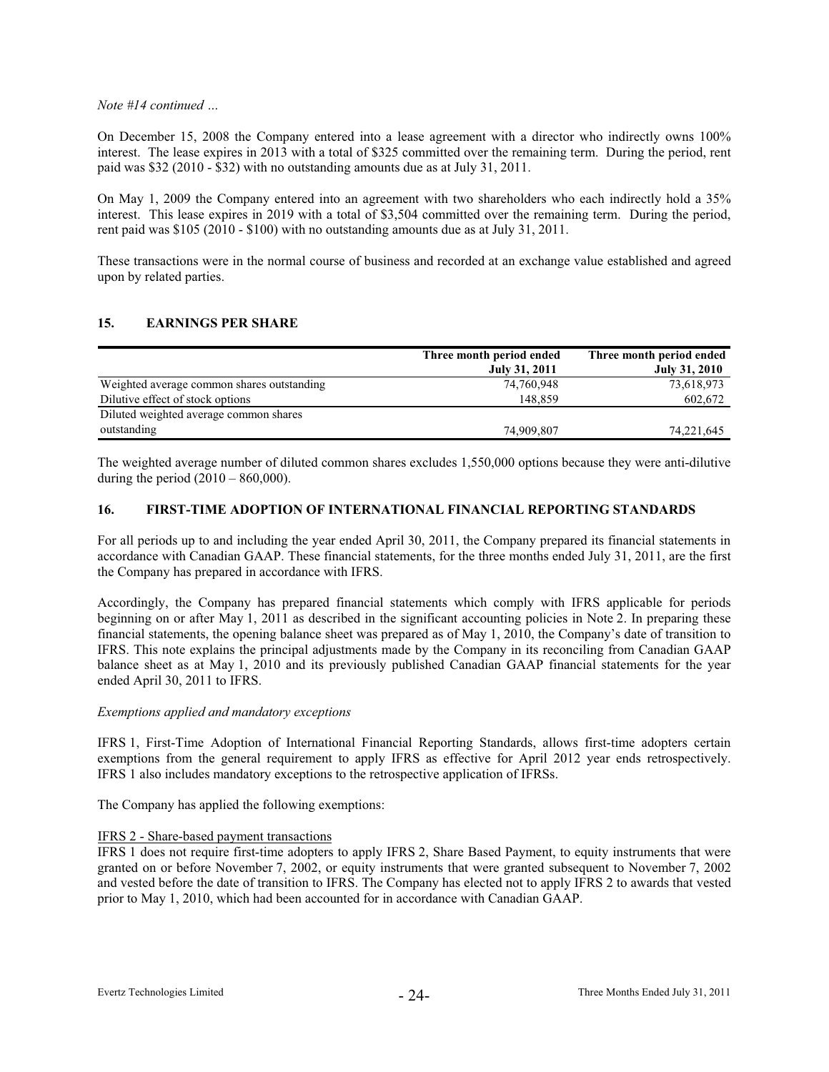*Note #14 continued …*

On December 15, 2008 the Company entered into a lease agreement with a director who indirectly owns 100% interest. The lease expires in 2013 with a total of $325 committed over the remaining term. During the period, rent paid was $32 (2010 - $32) with no outstanding amounts due as at July 31, 2011.

On May 1, 2009 the Company entered into an agreement with two shareholders who each indirectly hold a 35% interest. This lease expires in 2019 with a total of $3,504 committed over the remaining term. During the period, rent paid was $105 (2010 - $100) with no outstanding amounts due as at July 31, 2011.

These transactions were in the normal course of business and recorded at an exchange value established and agreed upon by related parties.

## 15. EARNINGS PER SHARE

| | Three month period ended July 31, 2011 | Three month period ended July 31, 2010 |
|---|---|---|
| Weighted average common shares outstanding | 74,760,948 | 73,618,973 |
| Dilutive effect of stock options | 148,859 | 602,672 |
| Diluted weighted average common shares outstanding | 74,909,807 | 74,221,645 |

The weighted average number of diluted common shares excludes 1,550,000 options because they were anti-dilutive during the period (2010 – 860,000).

## 16. FIRST-TIME ADOPTION OF INTERNATIONAL FINANCIAL REPORTING STANDARDS

For all periods up to and including the year ended April 30, 2011, the Company prepared its financial statements in accordance with Canadian GAAP. These financial statements, for the three months ended July 31, 2011, are the first the Company has prepared in accordance with IFRS.

Accordingly, the Company has prepared financial statements which comply with IFRS applicable for periods beginning on or after May 1, 2011 as described in the significant accounting policies in Note 2. In preparing these financial statements, the opening balance sheet was prepared as of May 1, 2010, the Company's date of transition to IFRS. This note explains the principal adjustments made by the Company in its reconciling from Canadian GAAP balance sheet as at May 1, 2010 and its previously published Canadian GAAP financial statements for the year ended April 30, 2011 to IFRS.

*Exemptions applied and mandatory exceptions*

IFRS 1, First-Time Adoption of International Financial Reporting Standards, allows first-time adopters certain exemptions from the general requirement to apply IFRS as effective for April 2012 year ends retrospectively. IFRS 1 also includes mandatory exceptions to the retrospective application of IFRSs.

The Company has applied the following exemptions:

<u>IFRS 2 - Share-based payment transactions</u>

IFRS 1 does not require first-time adopters to apply IFRS 2, Share Based Payment, to equity instruments that were granted on or before November 7, 2002, or equity instruments that were granted subsequent to November 7, 2002 and vested before the date of transition to IFRS. The Company has elected not to apply IFRS 2 to awards that vested prior to May 1, 2010, which had been accounted for in accordance with Canadian GAAP.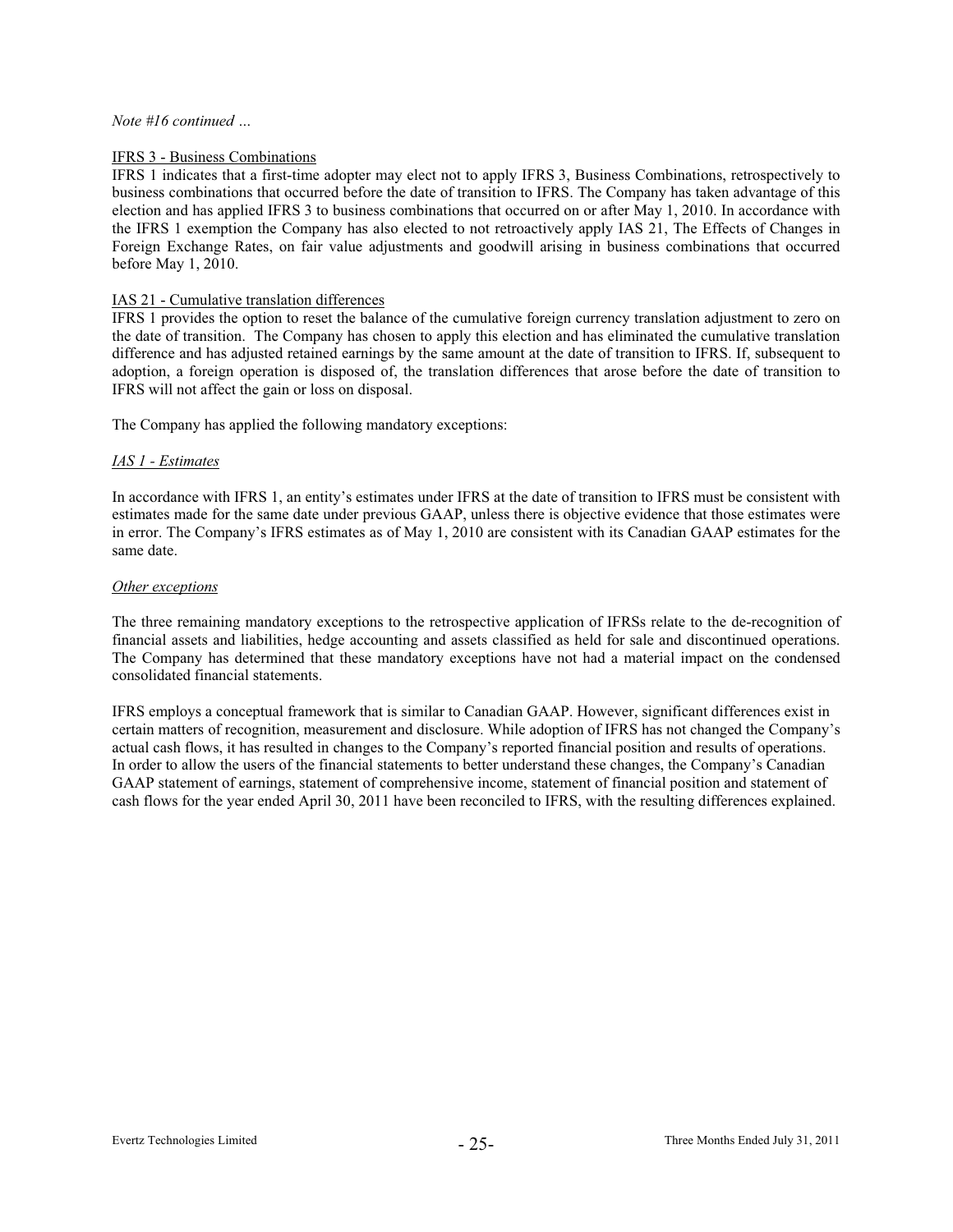*Note #16 continued …*

IFRS 3 - Business Combinations

IFRS 1 indicates that a first-time adopter may elect not to apply IFRS 3, Business Combinations, retrospectively to business combinations that occurred before the date of transition to IFRS. The Company has taken advantage of this election and has applied IFRS 3 to business combinations that occurred on or after May 1, 2010. In accordance with the IFRS 1 exemption the Company has also elected to not retroactively apply IAS 21, The Effects of Changes in Foreign Exchange Rates, on fair value adjustments and goodwill arising in business combinations that occurred before May 1, 2010.

IAS 21 - Cumulative translation differences

IFRS 1 provides the option to reset the balance of the cumulative foreign currency translation adjustment to zero on the date of transition. The Company has chosen to apply this election and has eliminated the cumulative translation difference and has adjusted retained earnings by the same amount at the date of transition to IFRS. If, subsequent to adoption, a foreign operation is disposed of, the translation differences that arose before the date of transition to IFRS will not affect the gain or loss on disposal.

The Company has applied the following mandatory exceptions:

*IAS 1 - Estimates*

In accordance with IFRS 1, an entity's estimates under IFRS at the date of transition to IFRS must be consistent with estimates made for the same date under previous GAAP, unless there is objective evidence that those estimates were in error. The Company's IFRS estimates as of May 1, 2010 are consistent with its Canadian GAAP estimates for the same date.

*Other exceptions*

The three remaining mandatory exceptions to the retrospective application of IFRSs relate to the de-recognition of financial assets and liabilities, hedge accounting and assets classified as held for sale and discontinued operations. The Company has determined that these mandatory exceptions have not had a material impact on the condensed consolidated financial statements.

IFRS employs a conceptual framework that is similar to Canadian GAAP. However, significant differences exist in certain matters of recognition, measurement and disclosure. While adoption of IFRS has not changed the Company's actual cash flows, it has resulted in changes to the Company's reported financial position and results of operations. In order to allow the users of the financial statements to better understand these changes, the Company's Canadian GAAP statement of earnings, statement of comprehensive income, statement of financial position and statement of cash flows for the year ended April 30, 2011 have been reconciled to IFRS, with the resulting differences explained.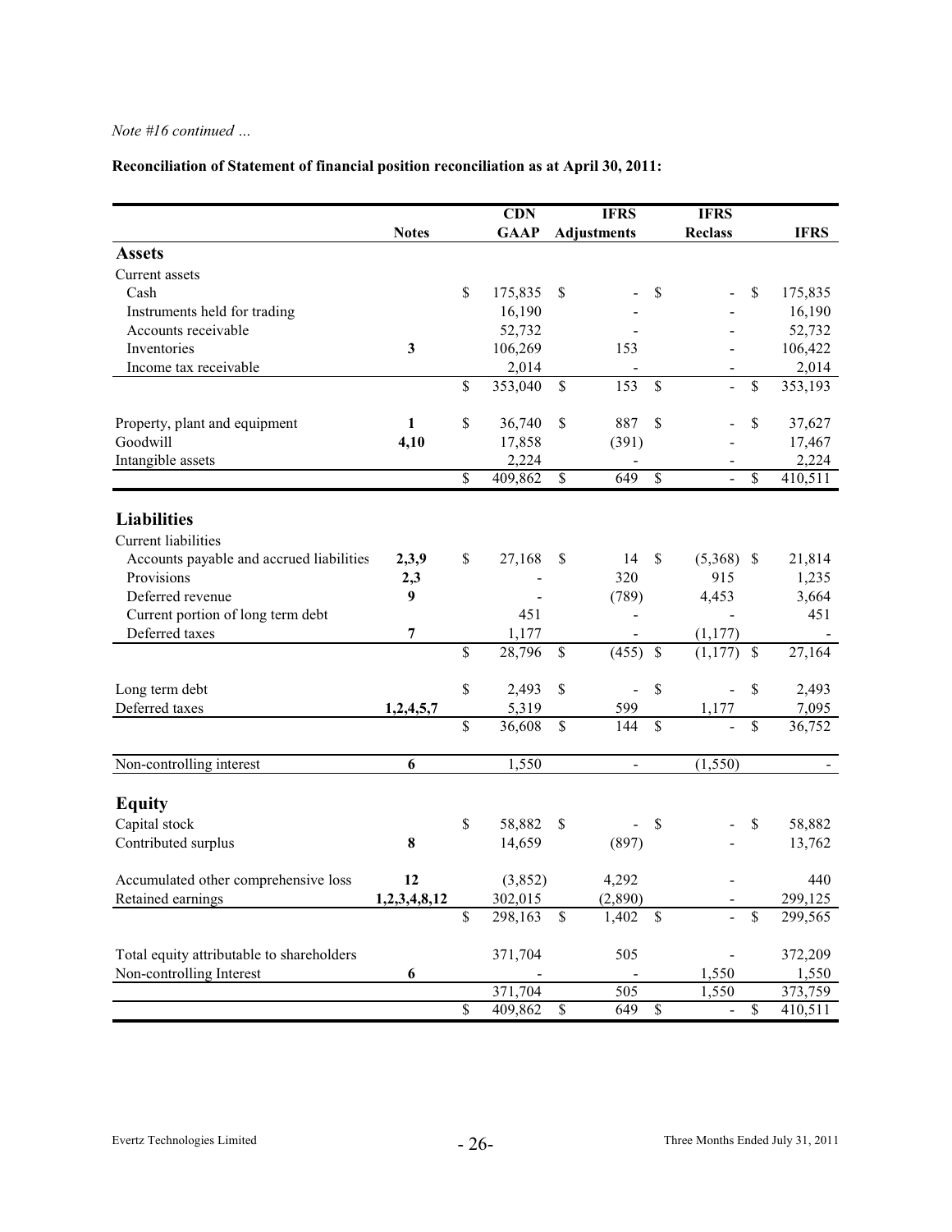*Note #16 continued …*

**Reconciliation of Statement of financial position reconciliation as at April 30, 2011:**

| | Notes | CDN GAAP | IFRS Adjustments | IFRS Reclass | IFRS |
|---|---|---|---|---|---|
| **Assets** | | | | | |
| Current assets | | | | | |
| Cash | | $ 175,835 | $ - | $ - | $ 175,835 |
| Instruments held for trading | | 16,190 | - | - | 16,190 |
| Accounts receivable | | 52,732 | - | - | 52,732 |
| Inventories | **3** | 106,269 | 153 | - | 106,422 |
| Income tax receivable | | 2,014 | - | - | 2,014 |
| | | $ 353,040 | $ 153 | $ - | $ 353,193 |
| Property, plant and equipment | **1** | $ 36,740 | $ 887 | $ - | $ 37,627 |
| Goodwill | **4,10** | 17,858 | (391) | | 17,467 |
| Intangible assets | | 2,224 | - | - | 2,224 |
| | | $ 409,862 | $ 649 | $ - | $ 410,511 |
| **Liabilities** | | | | | |
| Current liabilities | | | | | |
| Accounts payable and accrued liabilities | **2,3,9** | $ 27,168 | $ 14 | $ (5,368) | $ 21,814 |
| Provisions | **2,3** | - | 320 | 915 | 1,235 |
| Deferred revenue | **9** | - | (789) | 4,453 | 3,664 |
| Current portion of long term debt | | 451 | - | - | 451 |
| Deferred taxes | **7** | 1,177 | - | (1,177) | - |
| | | $ 28,796 | $ (455) | $ (1,177) | $ 27,164 |
| Long term debt | | $ 2,493 | $ - | $ - | $ 2,493 |
| Deferred taxes | **1,2,4,5,7** | 5,319 | 599 | 1,177 | 7,095 |
| | | $ 36,608 | $ 144 | $ - | $ 36,752 |
| Non-controlling interest | **6** | 1,550 | - | (1,550) | - |
| **Equity** | | | | | |
| Capital stock | | $ 58,882 | $ - | $ - | $ 58,882 |
| Contributed surplus | **8** | 14,659 | (897) | - | 13,762 |
| Accumulated other comprehensive loss | **12** | (3,852) | 4,292 | - | 440 |
| Retained earnings | **1,2,3,4,8,12** | 302,015 | (2,890) | - | 299,125 |
| | | $ 298,163 | $ 1,402 | $ - | $ 299,565 |
| Total equity attributable to shareholders | | 371,704 | 505 | - | 372,209 |
| Non-controlling Interest | **6** | - | - | 1,550 | 1,550 |
| | | 371,704 | 505 | 1,550 | 373,759 |
| | | $ 409,862 | $ 649 | $ - | $ 410,511 |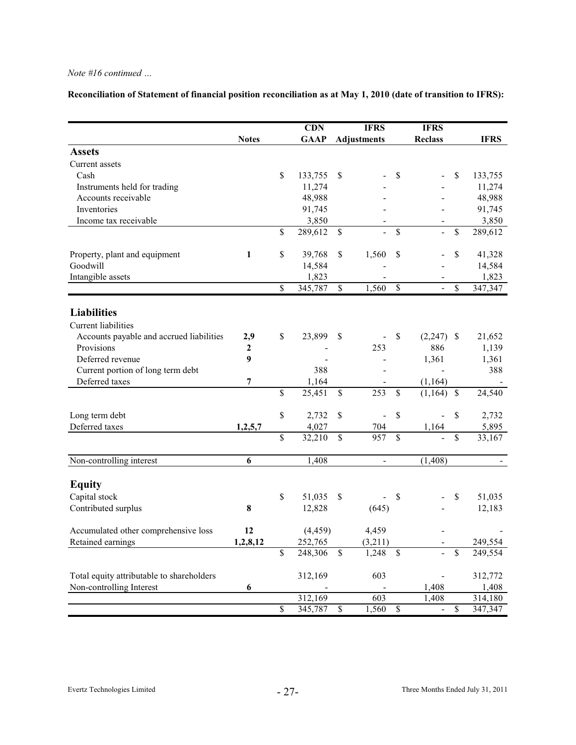*Note #16 continued …*

**Reconciliation of Statement of financial position reconciliation as at May 1, 2010 (date of transition to IFRS):**

| | Notes | CDN GAAP | IFRS Adjustments | IFRS Reclass | IFRS |
|---|---|---|---|---|---|
| **Assets** | | | | | |
| Current assets | | | | | |
| Cash | | $ 133,755 | $ - | $ - | $ 133,755 |
| Instruments held for trading | | 11,274 | - | - | 11,274 |
| Accounts receivable | | 48,988 | - | - | 48,988 |
| Inventories | | 91,745 | - | - | 91,745 |
| Income tax receivable | | 3,850 | - | - | 3,850 |
| | | $ 289,612 | $ - | $ - | $ 289,612 |
| Property, plant and equipment | 1 | $ 39,768 | $ 1,560 | $ - | $ 41,328 |
| Goodwill | | 14,584 | - | - | 14,584 |
| Intangible assets | | 1,823 | - | - | 1,823 |
| | | $ 345,787 | $ 1,560 | $ - | $ 347,347 |
| **Liabilities** | | | | | |
| Current liabilities | | | | | |
| Accounts payable and accrued liabilities | 2,9 | $ 23,899 | $ - | $ (2,247) | $ 21,652 |
| Provisions | 2 | - | 253 | 886 | 1,139 |
| Deferred revenue | 9 | - | - | 1,361 | 1,361 |
| Current portion of long term debt | | 388 | - | - | 388 |
| Deferred taxes | 7 | 1,164 | - | (1,164) | - |
| | | $ 25,451 | $ 253 | $ (1,164) | $ 24,540 |
| Long term debt | | $ 2,732 | $ - | $ - | $ 2,732 |
| Deferred taxes | 1,2,5,7 | 4,027 | 704 | 1,164 | 5,895 |
| | | $ 32,210 | $ 957 | $ - | $ 33,167 |
| Non-controlling interest | 6 | 1,408 | - | (1,408) | - |
| **Equity** | | | | | |
| Capital stock | | $ 51,035 | $ - | $ - | $ 51,035 |
| Contributed surplus | 8 | 12,828 | (645) | - | 12,183 |
| Accumulated other comprehensive loss | 12 | (4,459) | 4,459 | - | - |
| Retained earnings | 1,2,8,12 | 252,765 | (3,211) | - | 249,554 |
| | | $ 248,306 | $ 1,248 | $ - | $ 249,554 |
| Total equity attributable to shareholders | | 312,169 | 603 | - | 312,772 |
| Non-controlling Interest | 6 | - | - | 1,408 | 1,408 |
| | | 312,169 | 603 | 1,408 | 314,180 |
| | | $ 345,787 | $ 1,560 | $ - | $ 347,347 |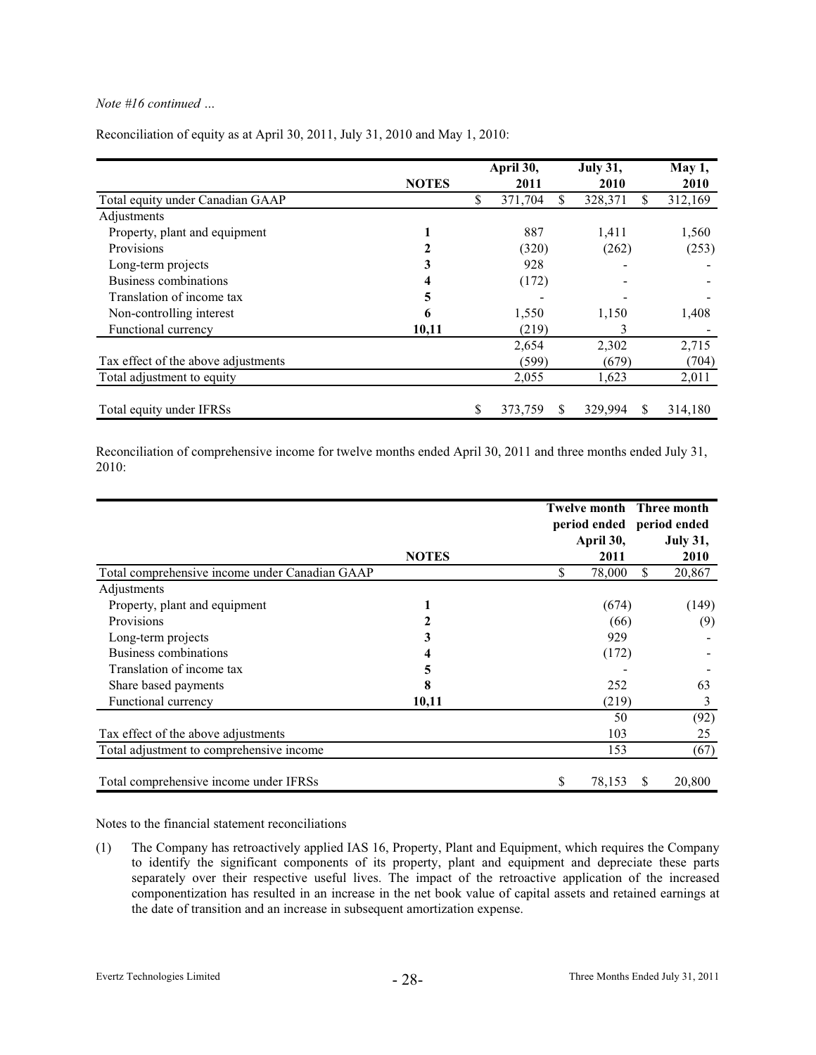*Note #16 continued …*

Reconciliation of equity as at April 30, 2011, July 31, 2010 and May 1, 2010:

| | NOTES | April 30, 2011 | July 31, 2010 | May 1, 2010 |
|---|---|---|---|---|
| Total equity under Canadian GAAP | | $ 371,704 | $ 328,371 | $ 312,169 |
| Adjustments | | | | |
| Property, plant and equipment | **1** | 887 | 1,411 | 1,560 |
| Provisions | **2** | (320) | (262) | (253) |
| Long-term projects | **3** | 928 | - | - |
| Business combinations | **4** | (172) | - | - |
| Translation of income tax | **5** | - | - | - |
| Non-controlling interest | **6** | 1,550 | 1,150 | 1,408 |
| Functional currency | **10,11** | (219) | 3 | - |
| | | 2,654 | 2,302 | 2,715 |
| Tax effect of the above adjustments | | (599) | (679) | (704) |
| Total adjustment to equity | | 2,055 | 1,623 | 2,011 |
| Total equity under IFRSs | | $ 373,759 | $ 329,994 | $ 314,180 |

Reconciliation of comprehensive income for twelve months ended April 30, 2011 and three months ended July 31, 2010:

| | NOTES | Twelve month period ended April 30, 2011 | Three month period ended July 31, 2010 |
|---|---|---|---|
| Total comprehensive income under Canadian GAAP | | $ 78,000 | $ 20,867 |
| Adjustments | | | |
| Property, plant and equipment | **1** | (674) | (149) |
| Provisions | **2** | (66) | (9) |
| Long-term projects | **3** | 929 | - |
| Business combinations | **4** | (172) | - |
| Translation of income tax | **5** | - | - |
| Share based payments | **8** | 252 | 63 |
| Functional currency | **10,11** | (219) | 3 |
| | | 50 | (92) |
| Tax effect of the above adjustments | | 103 | 25 |
| Total adjustment to comprehensive income | | 153 | (67) |
| Total comprehensive income under IFRSs | | $ 78,153 | $ 20,800 |

Notes to the financial statement reconciliations

(1) The Company has retroactively applied IAS 16, Property, Plant and Equipment, which requires the Company to identify the significant components of its property, plant and equipment and depreciate these parts separately over their respective useful lives. The impact of the retroactive application of the increased componentization has resulted in an increase in the net book value of capital assets and retained earnings at the date of transition and an increase in subsequent amortization expense.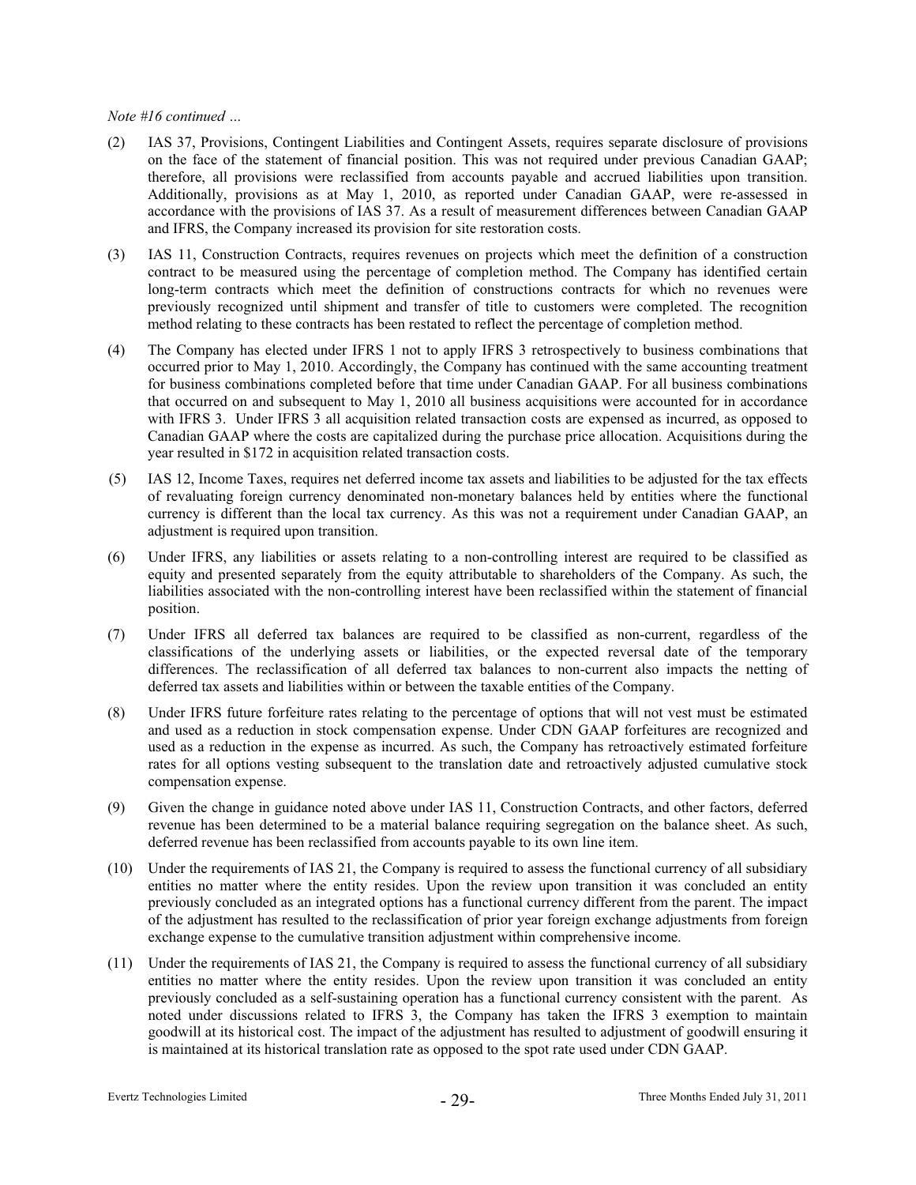*Note #16 continued …*

(2) IAS 37, Provisions, Contingent Liabilities and Contingent Assets, requires separate disclosure of provisions on the face of the statement of financial position. This was not required under previous Canadian GAAP; therefore, all provisions were reclassified from accounts payable and accrued liabilities upon transition. Additionally, provisions as at May 1, 2010, as reported under Canadian GAAP, were re-assessed in accordance with the provisions of IAS 37. As a result of measurement differences between Canadian GAAP and IFRS, the Company increased its provision for site restoration costs.

(3) IAS 11, Construction Contracts, requires revenues on projects which meet the definition of a construction contract to be measured using the percentage of completion method. The Company has identified certain long-term contracts which meet the definition of constructions contracts for which no revenues were previously recognized until shipment and transfer of title to customers were completed. The recognition method relating to these contracts has been restated to reflect the percentage of completion method.

(4) The Company has elected under IFRS 1 not to apply IFRS 3 retrospectively to business combinations that occurred prior to May 1, 2010. Accordingly, the Company has continued with the same accounting treatment for business combinations completed before that time under Canadian GAAP. For all business combinations that occurred on and subsequent to May 1, 2010 all business acquisitions were accounted for in accordance with IFRS 3. Under IFRS 3 all acquisition related transaction costs are expensed as incurred, as opposed to Canadian GAAP where the costs are capitalized during the purchase price allocation. Acquisitions during the year resulted in $172 in acquisition related transaction costs.

(5) IAS 12, Income Taxes, requires net deferred income tax assets and liabilities to be adjusted for the tax effects of revaluating foreign currency denominated non-monetary balances held by entities where the functional currency is different than the local tax currency. As this was not a requirement under Canadian GAAP, an adjustment is required upon transition.

(6) Under IFRS, any liabilities or assets relating to a non-controlling interest are required to be classified as equity and presented separately from the equity attributable to shareholders of the Company. As such, the liabilities associated with the non-controlling interest have been reclassified within the statement of financial position.

(7) Under IFRS all deferred tax balances are required to be classified as non-current, regardless of the classifications of the underlying assets or liabilities, or the expected reversal date of the temporary differences. The reclassification of all deferred tax balances to non-current also impacts the netting of deferred tax assets and liabilities within or between the taxable entities of the Company.

(8) Under IFRS future forfeiture rates relating to the percentage of options that will not vest must be estimated and used as a reduction in stock compensation expense. Under CDN GAAP forfeitures are recognized and used as a reduction in the expense as incurred. As such, the Company has retroactively estimated forfeiture rates for all options vesting subsequent to the translation date and retroactively adjusted cumulative stock compensation expense.

(9) Given the change in guidance noted above under IAS 11, Construction Contracts, and other factors, deferred revenue has been determined to be a material balance requiring segregation on the balance sheet. As such, deferred revenue has been reclassified from accounts payable to its own line item.

(10) Under the requirements of IAS 21, the Company is required to assess the functional currency of all subsidiary entities no matter where the entity resides. Upon the review upon transition it was concluded an entity previously concluded as an integrated options has a functional currency different from the parent. The impact of the adjustment has resulted to the reclassification of prior year foreign exchange adjustments from foreign exchange expense to the cumulative transition adjustment within comprehensive income.

(11) Under the requirements of IAS 21, the Company is required to assess the functional currency of all subsidiary entities no matter where the entity resides. Upon the review upon transition it was concluded an entity previously concluded as a self-sustaining operation has a functional currency consistent with the parent. As noted under discussions related to IFRS 3, the Company has taken the IFRS 3 exemption to maintain goodwill at its historical cost. The impact of the adjustment has resulted to adjustment of goodwill ensuring it is maintained at its historical translation rate as opposed to the spot rate used under CDN GAAP.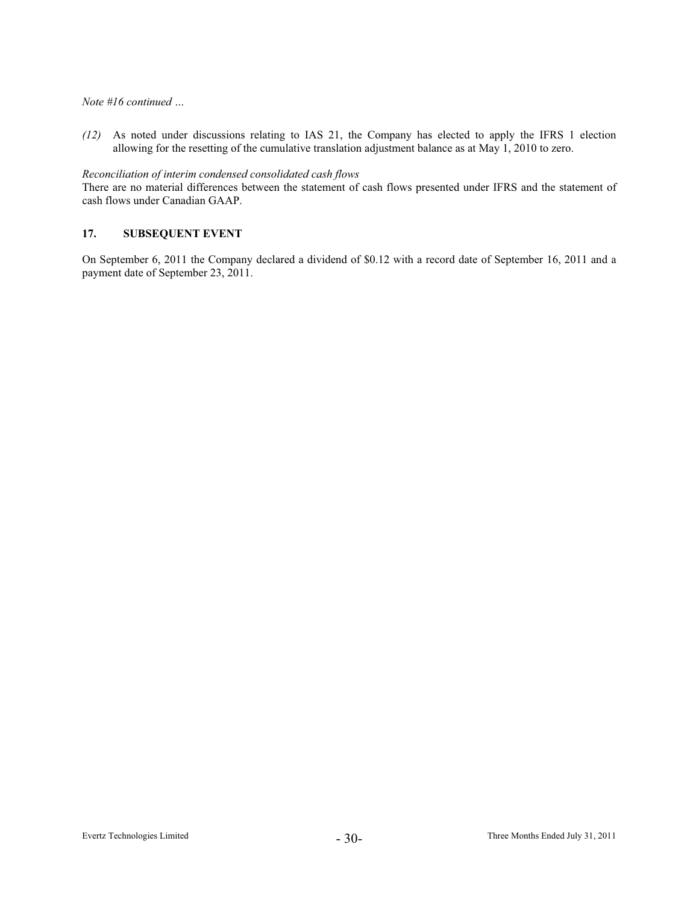*Note #16 continued …*

*(12)* As noted under discussions relating to IAS 21, the Company has elected to apply the IFRS 1 election allowing for the resetting of the cumulative translation adjustment balance as at May 1, 2010 to zero.

*Reconciliation of interim condensed consolidated cash flows*
There are no material differences between the statement of cash flows presented under IFRS and the statement of cash flows under Canadian GAAP.

## 17. SUBSEQUENT EVENT

On September 6, 2011 the Company declared a dividend of $0.12 with a record date of September 16, 2011 and a payment date of September 23, 2011.